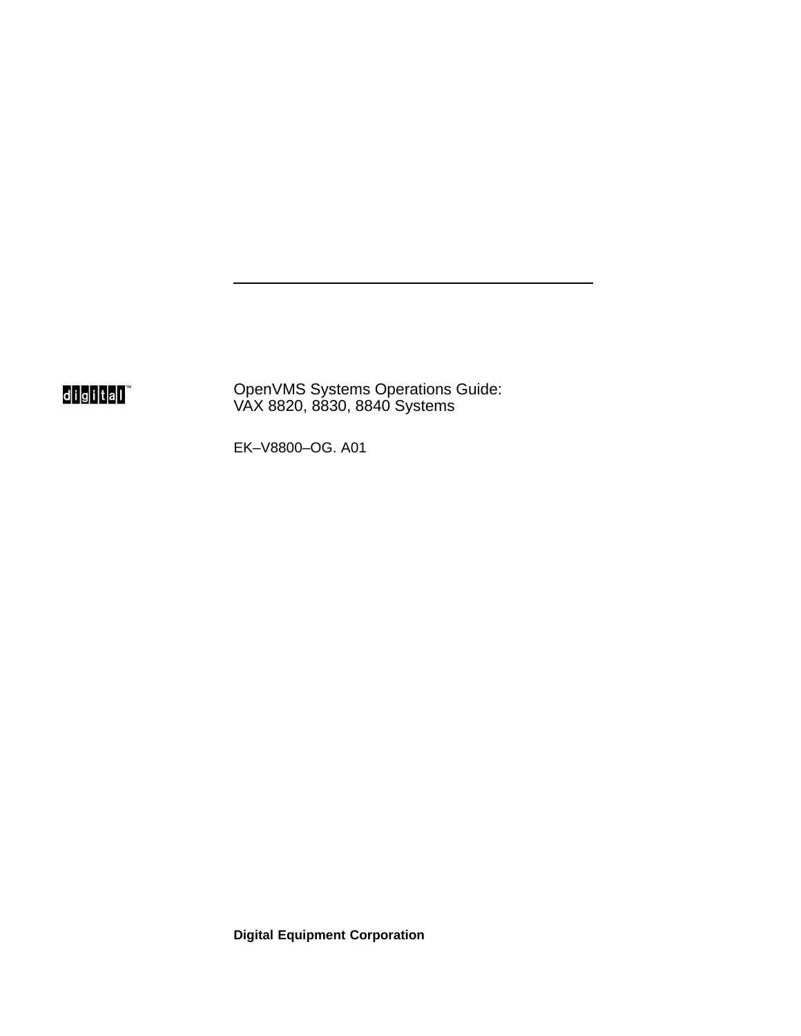# OpenVMS Systems Operations Guide: VAX 8820, 8830, 8840 Systems

EK–V8800–OG. A01

**Digital Equipment Corporation**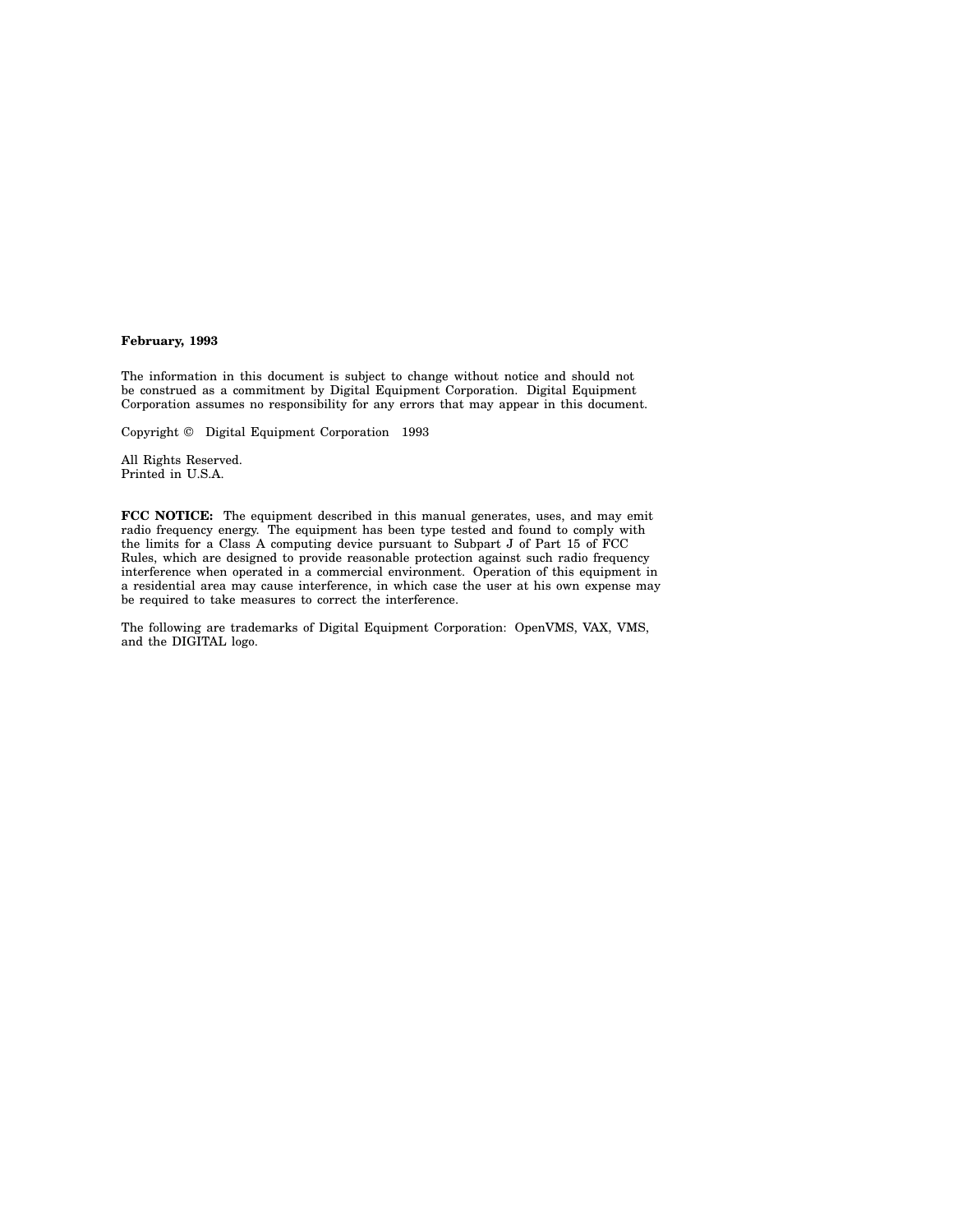**February, 1993**

The information in this document is subject to change without notice and should not be construed as a commitment by Digital Equipment Corporation. Digital Equipment Corporation assumes no responsibility for any errors that may appear in this document.

Copyright © Digital Equipment Corporation 1993

All Rights Reserved.
Printed in U.S.A.

**FCC NOTICE:** The equipment described in this manual generates, uses, and may emit radio frequency energy. The equipment has been type tested and found to comply with the limits for a Class A computing device pursuant to Subpart J of Part 15 of FCC Rules, which are designed to provide reasonable protection against such radio frequency interference when operated in a commercial environment. Operation of this equipment in a residential area may cause interference, in which case the user at his own expense may be required to take measures to correct the interference.

The following are trademarks of Digital Equipment Corporation: OpenVMS, VAX, VMS, and the DIGITAL logo.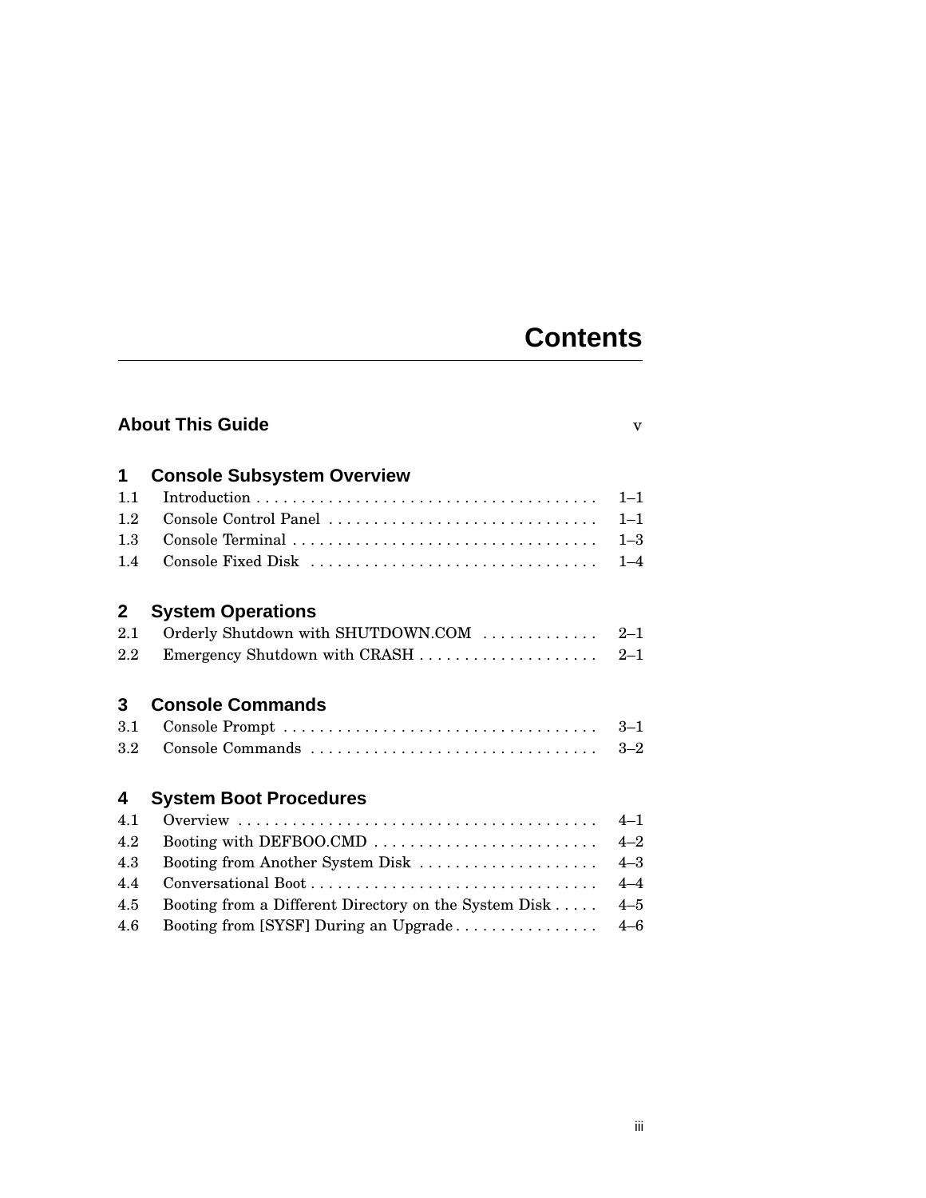# Contents

**About This Guide** v

## 1 Console Subsystem Overview

1.1 Introduction . . . . . . . . . . . . . . . . . . . . . . . . . . . . . . . . . . . . . 1–1
1.2 Console Control Panel . . . . . . . . . . . . . . . . . . . . . . . . . . . . . . 1–1
1.3 Console Terminal . . . . . . . . . . . . . . . . . . . . . . . . . . . . . . . . . . 1–3
1.4 Console Fixed Disk . . . . . . . . . . . . . . . . . . . . . . . . . . . . . . . . 1–4

## 2 System Operations

2.1 Orderly Shutdown with SHUTDOWN.COM . . . . . . . . . . . . . 2–1
2.2 Emergency Shutdown with CRASH . . . . . . . . . . . . . . . . . . . . 2–1

## 3 Console Commands

3.1 Console Prompt . . . . . . . . . . . . . . . . . . . . . . . . . . . . . . . . . . . 3–1
3.2 Console Commands . . . . . . . . . . . . . . . . . . . . . . . . . . . . . . . . 3–2

## 4 System Boot Procedures

4.1 Overview . . . . . . . . . . . . . . . . . . . . . . . . . . . . . . . . . . . . . . . . 4–1
4.2 Booting with DEFBOO.CMD . . . . . . . . . . . . . . . . . . . . . . . . . 4–2
4.3 Booting from Another System Disk . . . . . . . . . . . . . . . . . . . . 4–3
4.4 Conversational Boot . . . . . . . . . . . . . . . . . . . . . . . . . . . . . . . . 4–4
4.5 Booting from a Different Directory on the System Disk . . . . . 4–5
4.6 Booting from [SYSF] During an Upgrade . . . . . . . . . . . . . . . . 4–6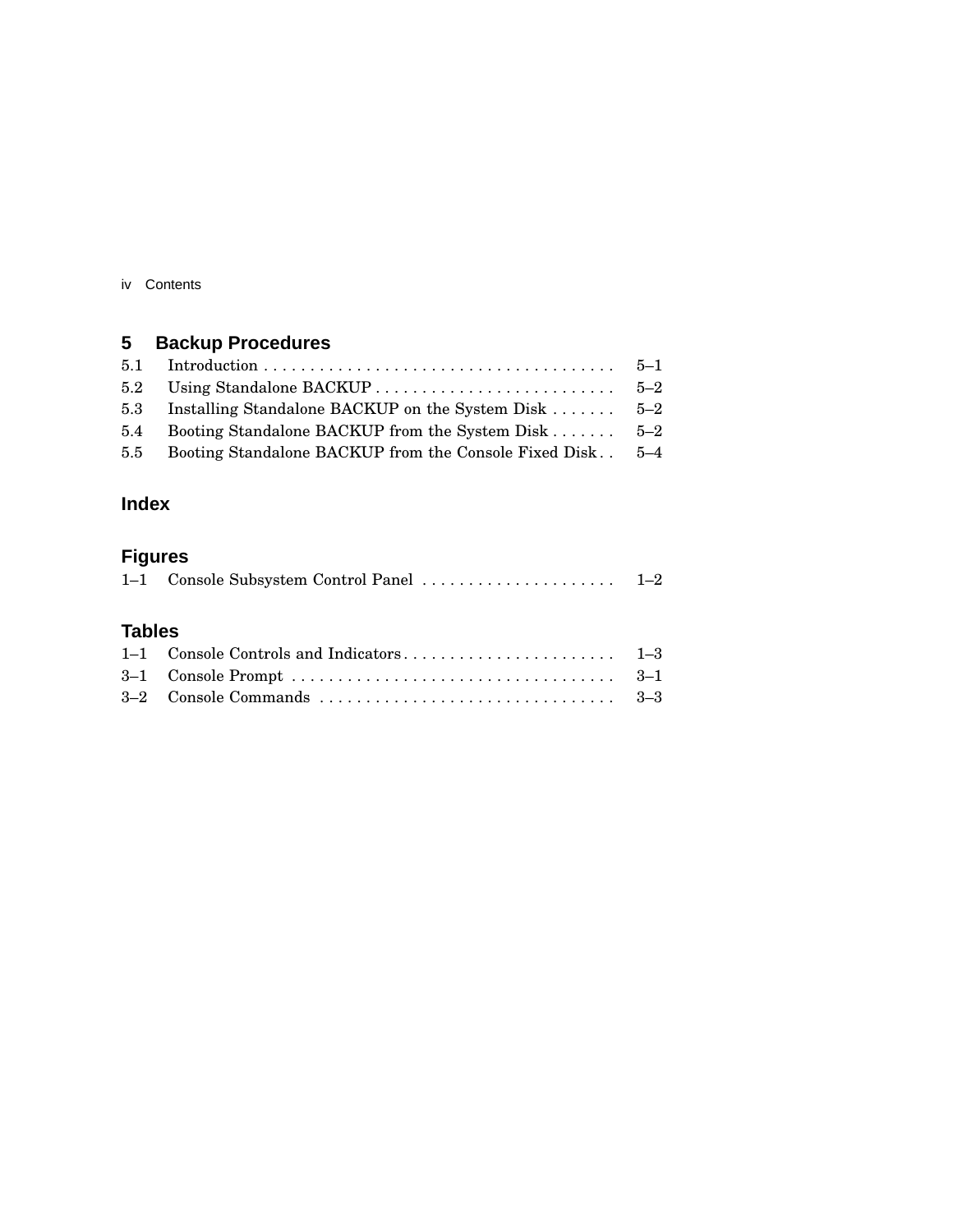## 5 Backup Procedures

| | | |
|---|---|---|
| 5.1 | Introduction | 5–1 |
| 5.2 | Using Standalone BACKUP | 5–2 |
| 5.3 | Installing Standalone BACKUP on the System Disk | 5–2 |
| 5.4 | Booting Standalone BACKUP from the System Disk | 5–2 |
| 5.5 | Booting Standalone BACKUP from the Console Fixed Disk | 5–4 |

## Index

## Figures

| | | |
|---|---|---|
| 1–1 | Console Subsystem Control Panel | 1–2 |

## Tables

| | | |
|---|---|---|
| 1–1 | Console Controls and Indicators | 1–3 |
| 3–1 | Console Prompt | 3–1 |
| 3–2 | Console Commands | 3–3 |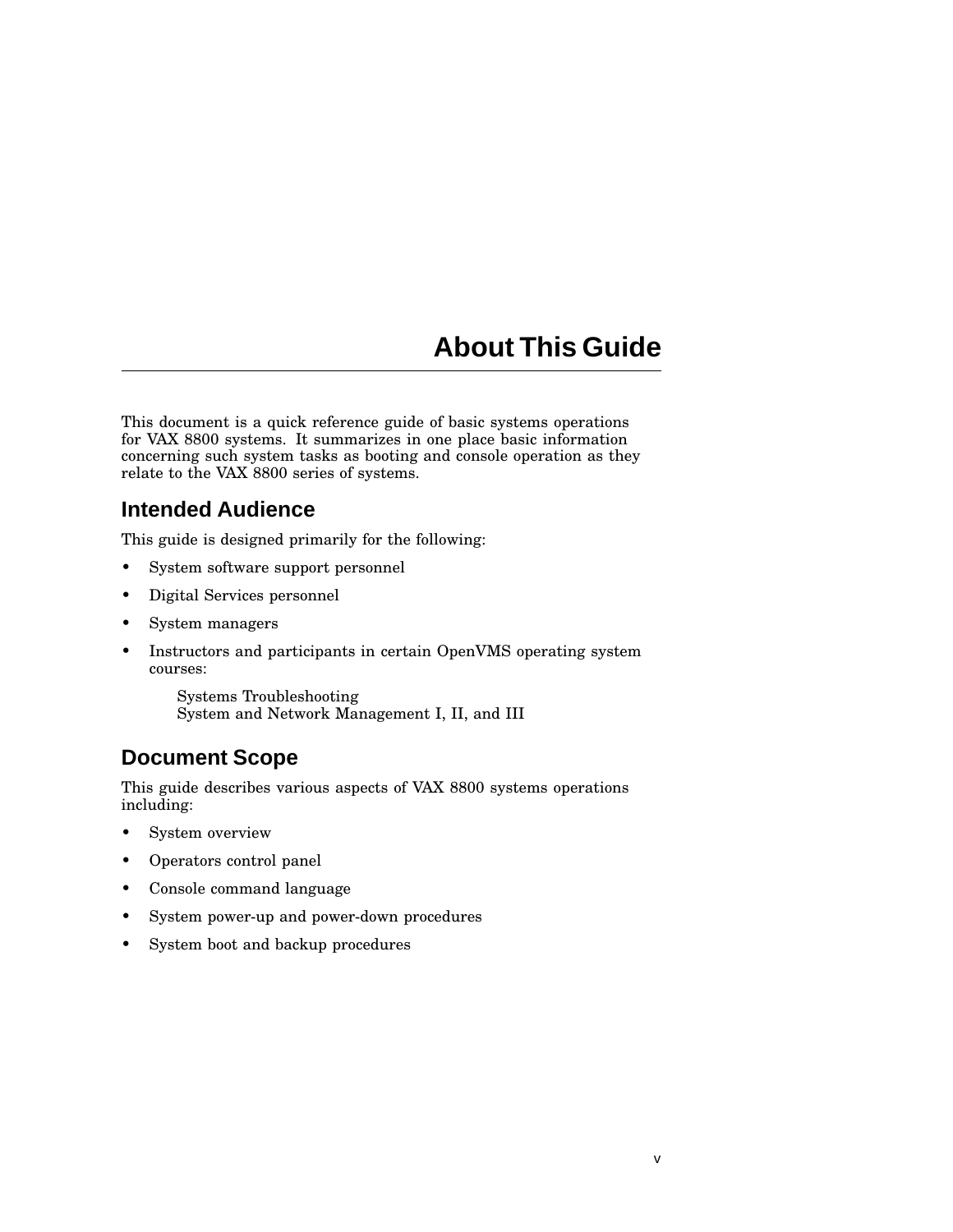# About This Guide

This document is a quick reference guide of basic systems operations for VAX 8800 systems. It summarizes in one place basic information concerning such system tasks as booting and console operation as they relate to the VAX 8800 series of systems.

## Intended Audience

This guide is designed primarily for the following:

- System software support personnel
- Digital Services personnel
- System managers
- Instructors and participants in certain OpenVMS operating system courses:

  Systems Troubleshooting
  System and Network Management I, II, and III

## Document Scope

This guide describes various aspects of VAX 8800 systems operations including:

- System overview
- Operators control panel
- Console command language
- System power-up and power-down procedures
- System boot and backup procedures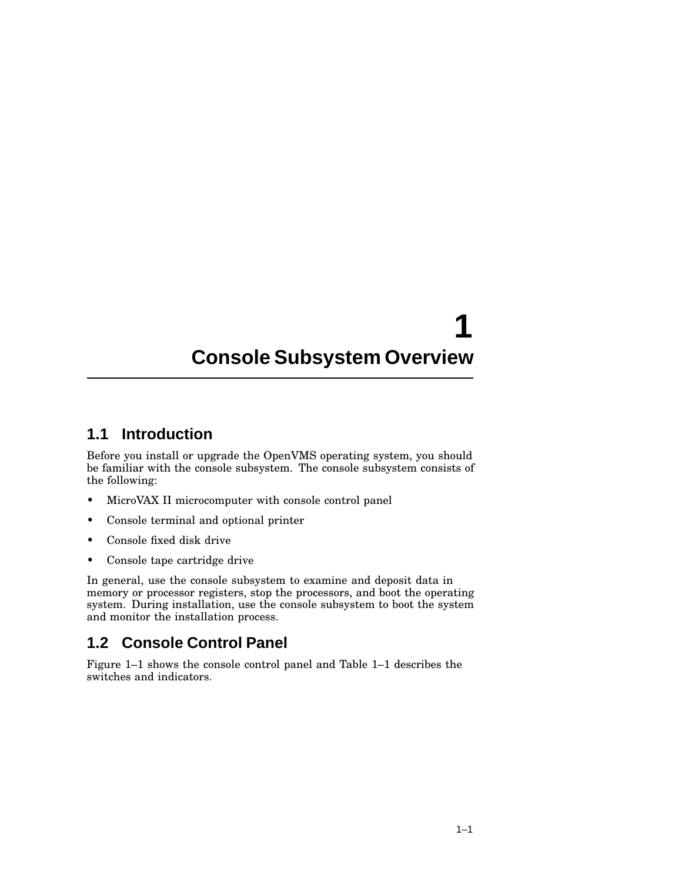# 1 Console Subsystem Overview

## 1.1 Introduction

Before you install or upgrade the OpenVMS operating system, you should be familiar with the console subsystem. The console subsystem consists of the following:

- MicroVAX II microcomputer with console control panel
- Console terminal and optional printer
- Console fixed disk drive
- Console tape cartridge drive

In general, use the console subsystem to examine and deposit data in memory or processor registers, stop the processors, and boot the operating system. During installation, use the console subsystem to boot the system and monitor the installation process.

## 1.2 Console Control Panel

Figure 1–1 shows the console control panel and Table 1–1 describes the switches and indicators.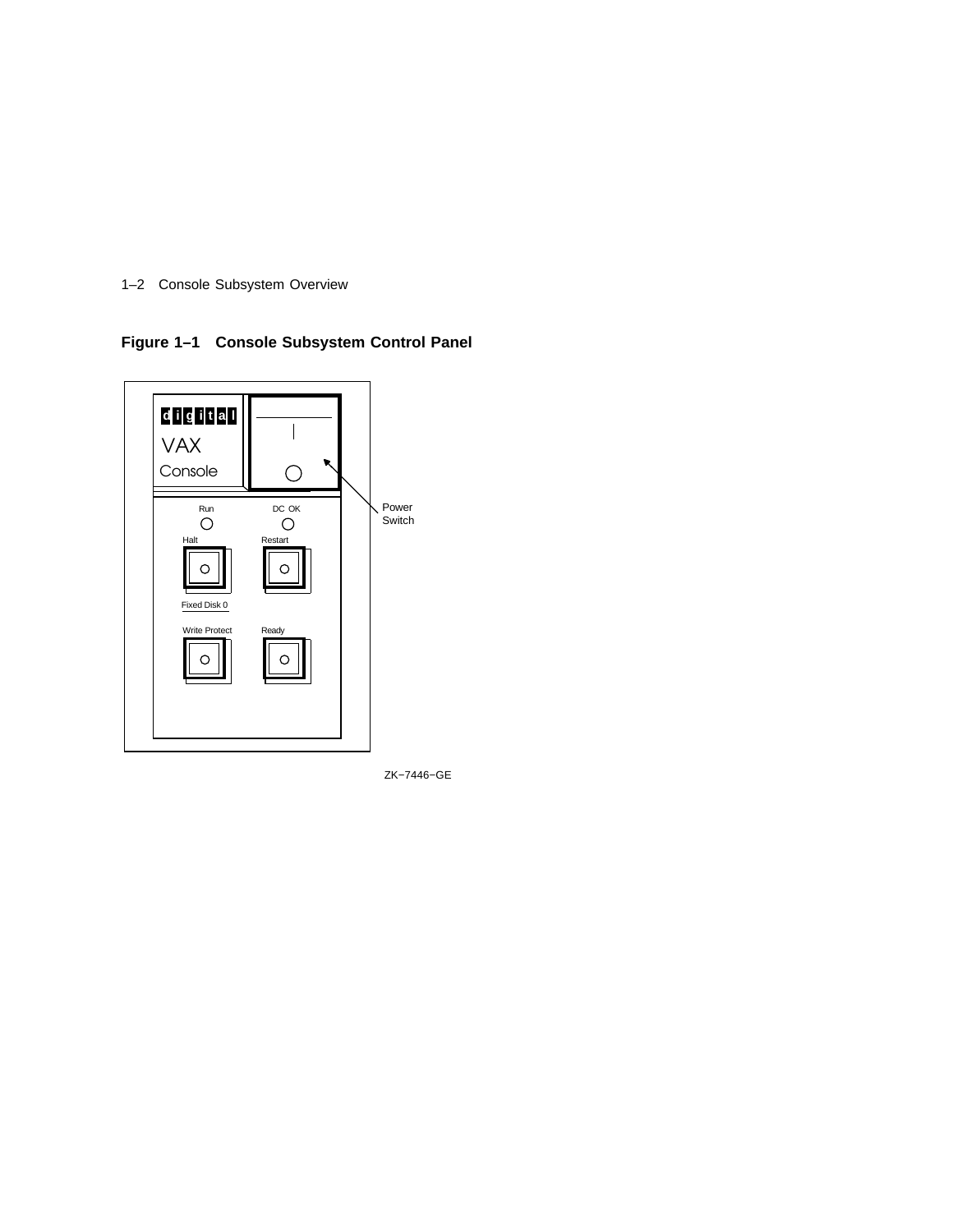**Figure 1–1 Console Subsystem Control Panel**

digital VAX Console

Power Switch

Run

DC OK

Halt

Restart

Fixed Disk 0

Write Protect

Ready

ZK−7446−GE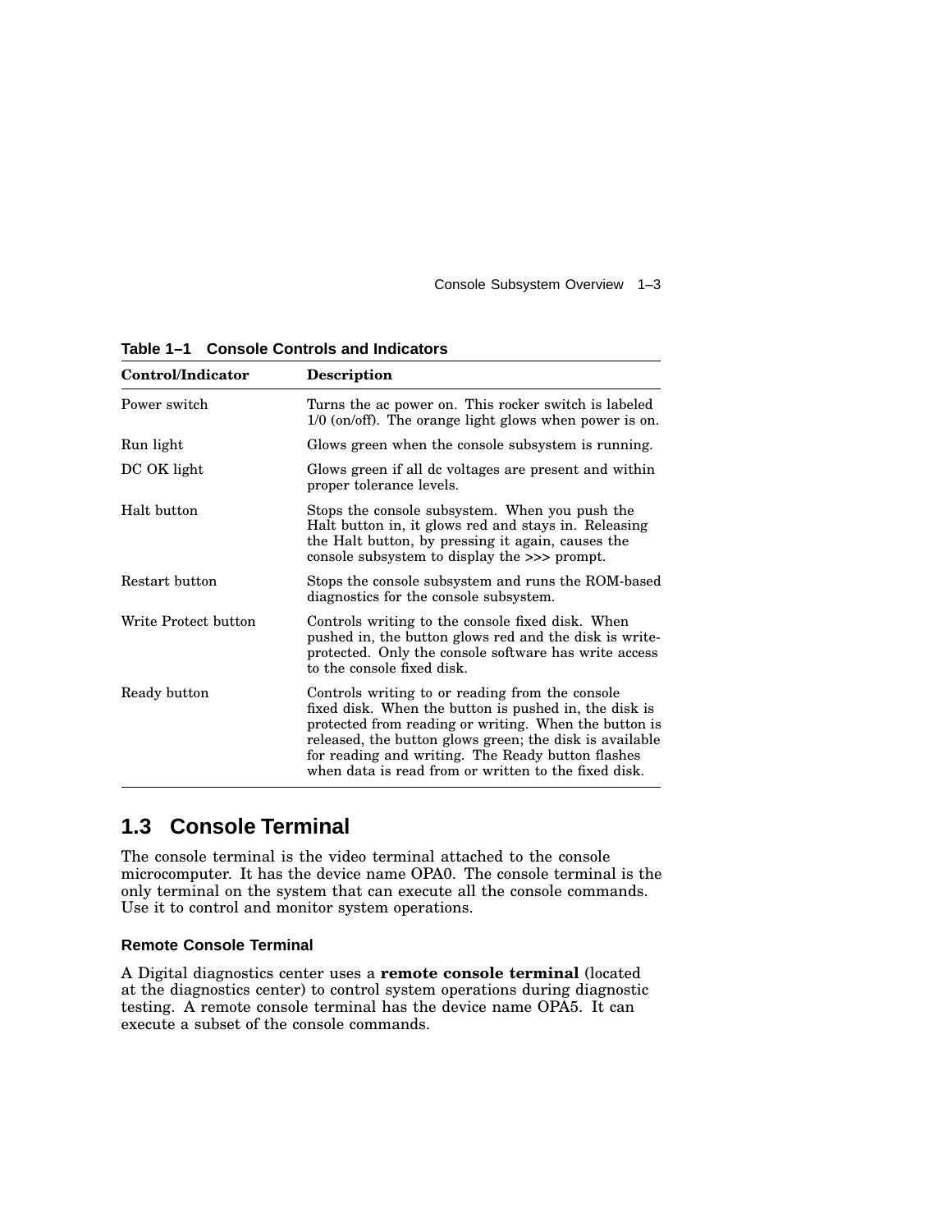**Table 1–1 Console Controls and Indicators**

| Control/Indicator | Description |
| --- | --- |
| Power switch | Turns the ac power on. This rocker switch is labeled 1/0 (on/off). The orange light glows when power is on. |
| Run light | Glows green when the console subsystem is running. |
| DC OK light | Glows green if all dc voltages are present and within proper tolerance levels. |
| Halt button | Stops the console subsystem. When you push the Halt button in, it glows red and stays in. Releasing the Halt button, by pressing it again, causes the console subsystem to display the >>> prompt. |
| Restart button | Stops the console subsystem and runs the ROM-based diagnostics for the console subsystem. |
| Write Protect button | Controls writing to the console fixed disk. When pushed in, the button glows red and the disk is write-protected. Only the console software has write access to the console fixed disk. |
| Ready button | Controls writing to or reading from the console fixed disk. When the button is pushed in, the disk is protected from reading or writing. When the button is released, the button glows green; the disk is available for reading and writing. The Ready button flashes when data is read from or written to the fixed disk. |

## 1.3 Console Terminal

The console terminal is the video terminal attached to the console microcomputer. It has the device name OPA0. The console terminal is the only terminal on the system that can execute all the console commands. Use it to control and monitor system operations.

### Remote Console Terminal

A Digital diagnostics center uses a **remote console terminal** (located at the diagnostics center) to control system operations during diagnostic testing. A remote console terminal has the device name OPA5. It can execute a subset of the console commands.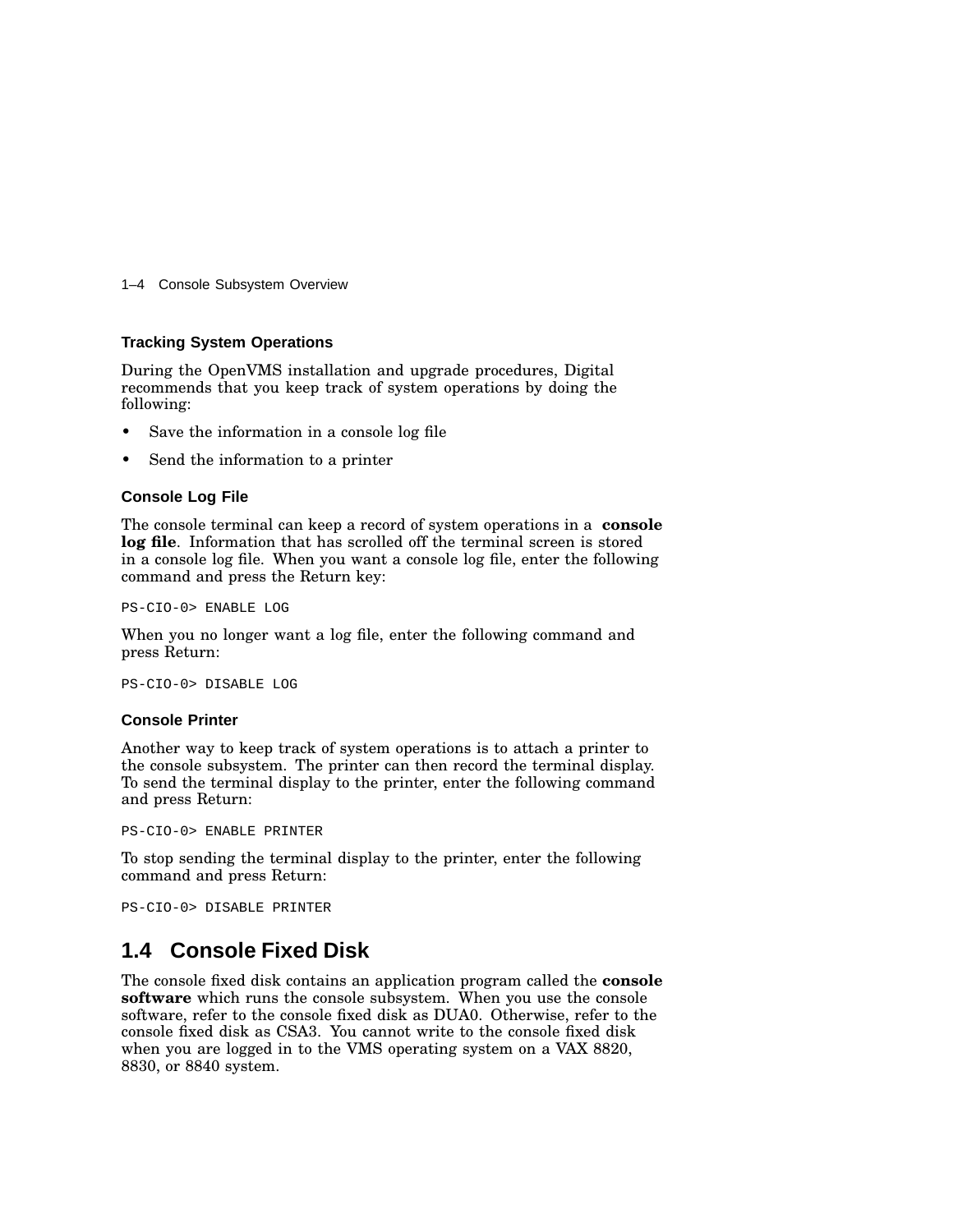### Tracking System Operations

During the OpenVMS installation and upgrade procedures, Digital recommends that you keep track of system operations by doing the following:

- Save the information in a console log file
- Send the information to a printer

#### Console Log File

The console terminal can keep a record of system operations in a **console log file**. Information that has scrolled off the terminal screen is stored in a console log file. When you want a console log file, enter the following command and press the Return key:

```
PS-CIO-0> ENABLE LOG
```

When you no longer want a log file, enter the following command and press Return:

```
PS-CIO-0> DISABLE LOG
```

#### Console Printer

Another way to keep track of system operations is to attach a printer to the console subsystem. The printer can then record the terminal display. To send the terminal display to the printer, enter the following command and press Return:

```
PS-CIO-0> ENABLE PRINTER
```

To stop sending the terminal display to the printer, enter the following command and press Return:

```
PS-CIO-0> DISABLE PRINTER
```

## 1.4 Console Fixed Disk

The console fixed disk contains an application program called the **console software** which runs the console subsystem. When you use the console software, refer to the console fixed disk as DUA0. Otherwise, refer to the console fixed disk as CSA3. You cannot write to the console fixed disk when you are logged in to the VMS operating system on a VAX 8820, 8830, or 8840 system.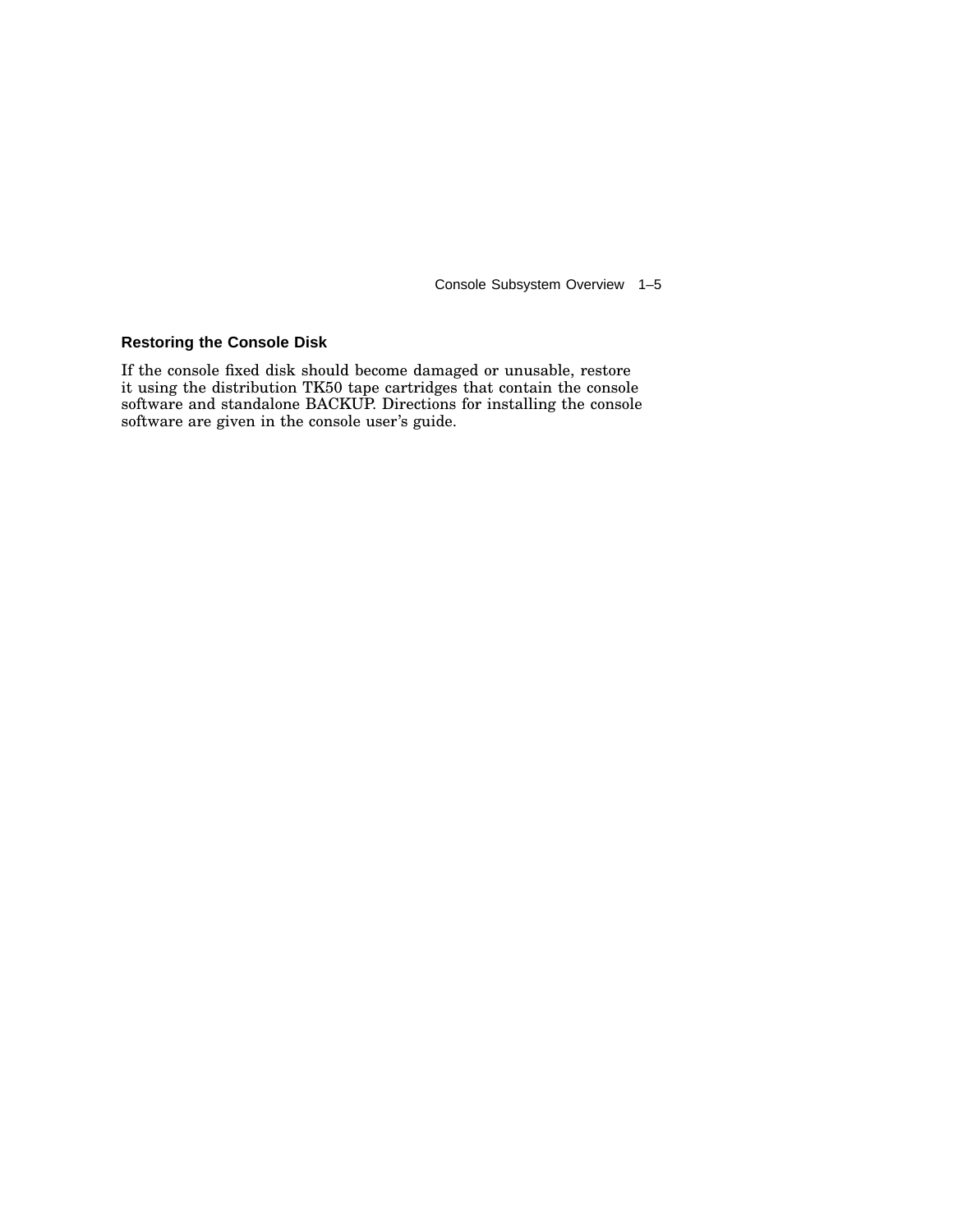### Restoring the Console Disk

If the console fixed disk should become damaged or unusable, restore it using the distribution TK50 tape cartridges that contain the console software and standalone BACKUP. Directions for installing the console software are given in the console user's guide.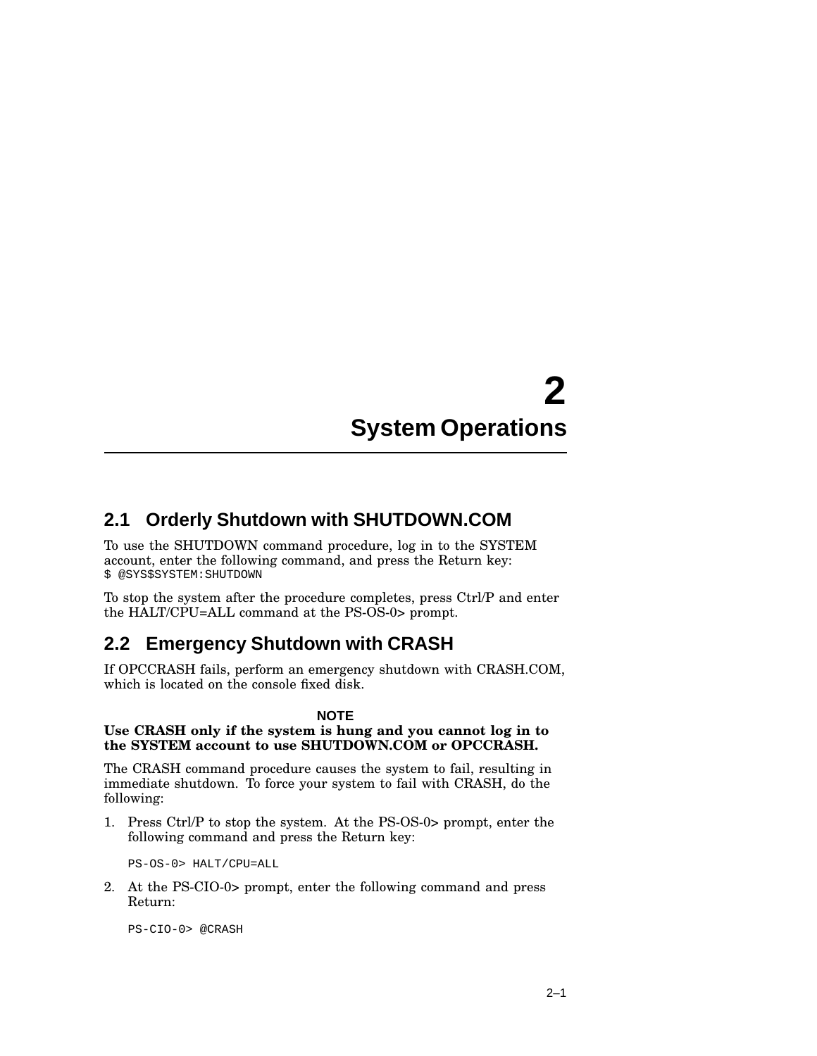# 2 System Operations

## 2.1 Orderly Shutdown with SHUTDOWN.COM

To use the SHUTDOWN command procedure, log in to the SYSTEM account, enter the following command, and press the Return key:

```
$ @SYS$SYSTEM:SHUTDOWN
```

To stop the system after the procedure completes, press Ctrl/P and enter the HALT/CPU=ALL command at the PS-OS-0> prompt.

## 2.2 Emergency Shutdown with CRASH

If OPCCRASH fails, perform an emergency shutdown with CRASH.COM, which is located on the console fixed disk.

**NOTE**

**Use CRASH only if the system is hung and you cannot log in to the SYSTEM account to use SHUTDOWN.COM or OPCCRASH.**

The CRASH command procedure causes the system to fail, resulting in immediate shutdown. To force your system to fail with CRASH, do the following:

1. Press Ctrl/P to stop the system. At the PS-OS-0> prompt, enter the following command and press the Return key:

   ```
   PS-OS-0> HALT/CPU=ALL
   ```

2. At the PS-CIO-0> prompt, enter the following command and press Return:

   ```
   PS-CIO-0> @CRASH
   ```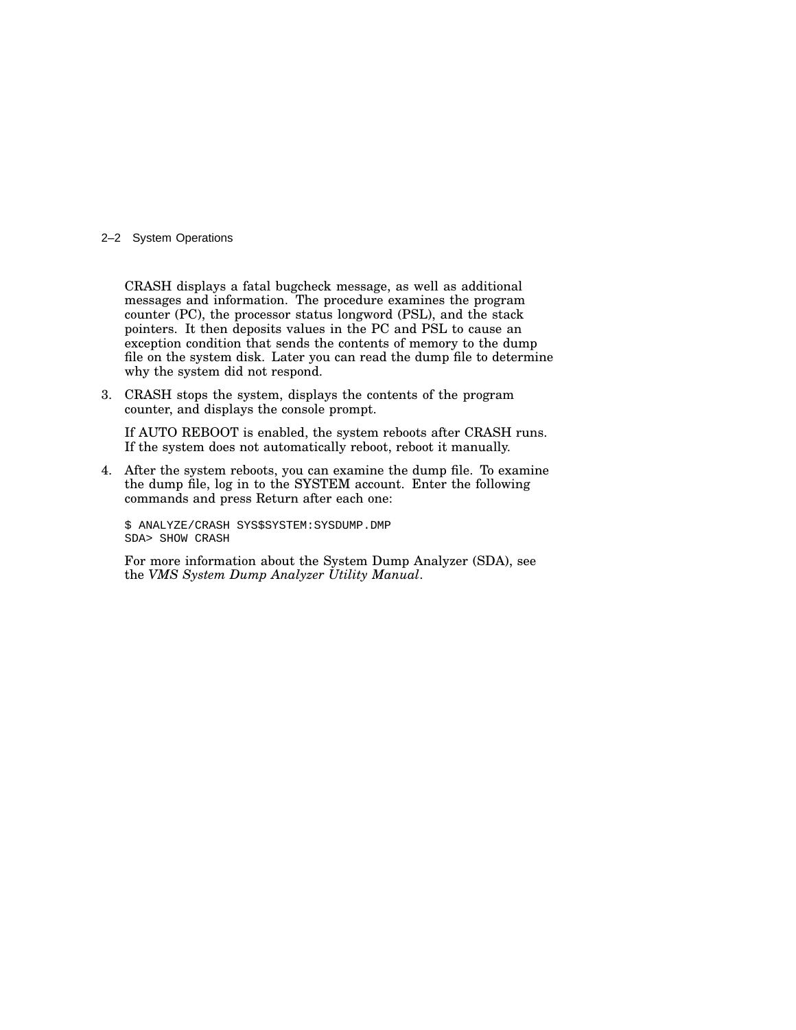CRASH displays a fatal bugcheck message, as well as additional messages and information. The procedure examines the program counter (PC), the processor status longword (PSL), and the stack pointers. It then deposits values in the PC and PSL to cause an exception condition that sends the contents of memory to the dump file on the system disk. Later you can read the dump file to determine why the system did not respond.

3. CRASH stops the system, displays the contents of the program counter, and displays the console prompt.

   If AUTO REBOOT is enabled, the system reboots after CRASH runs. If the system does not automatically reboot, reboot it manually.

4. After the system reboots, you can examine the dump file. To examine the dump file, log in to the SYSTEM account. Enter the following commands and press Return after each one:

   ```
   $ ANALYZE/CRASH SYS$SYSTEM:SYSDUMP.DMP
   SDA> SHOW CRASH
   ```

   For more information about the System Dump Analyzer (SDA), see the *VMS System Dump Analyzer Utility Manual*.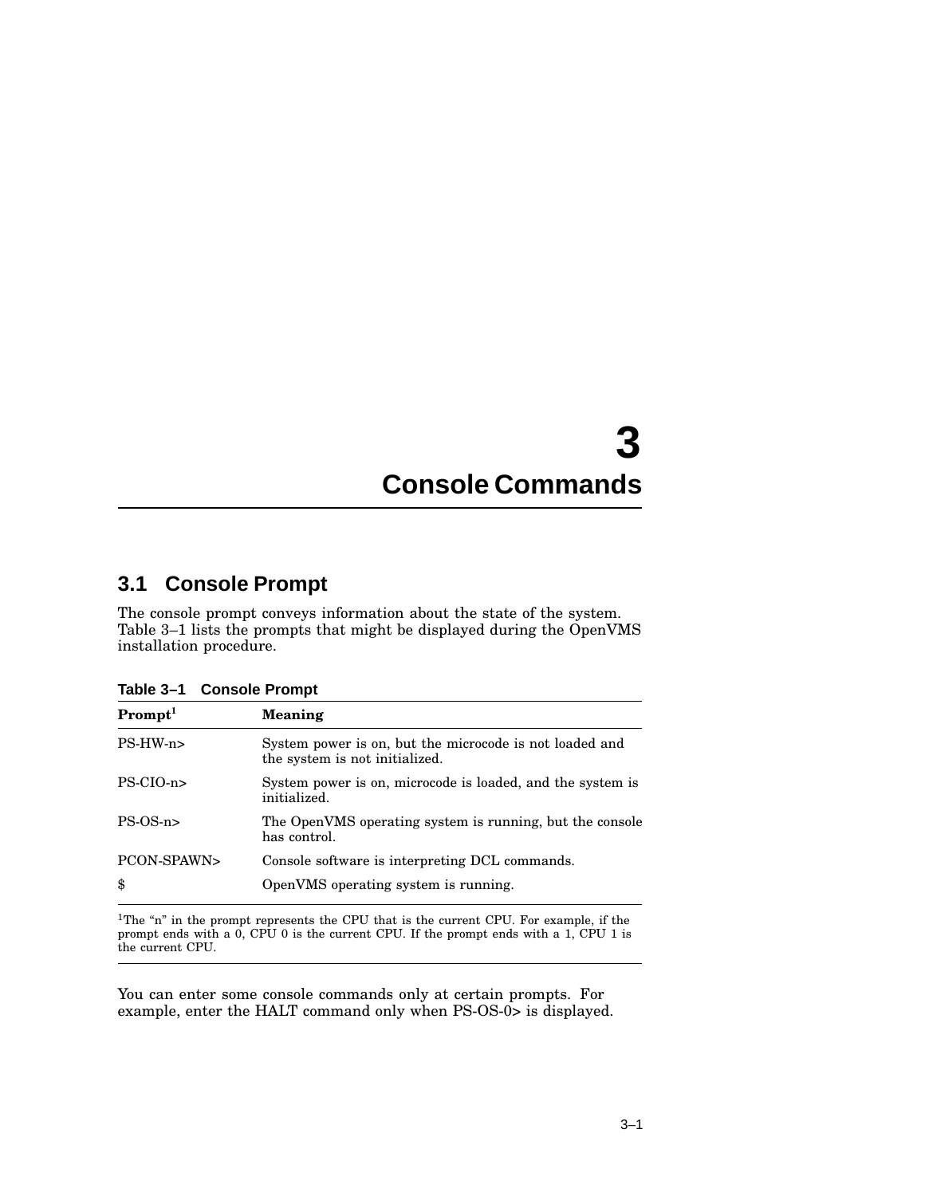# 3 Console Commands

## 3.1 Console Prompt

The console prompt conveys information about the state of the system. Table 3–1 lists the prompts that might be displayed during the OpenVMS installation procedure.

**Table 3–1 Console Prompt**

| Prompt[1] | Meaning |
|---|---|
| PS-HW-n> | System power is on, but the microcode is not loaded and the system is not initialized. |
| PS-CIO-n> | System power is on, microcode is loaded, and the system is initialized. |
| PS-OS-n> | The OpenVMS operating system is running, but the console has control. |
| PCON-SPAWN> | Console software is interpreting DCL commands. |
| $ | OpenVMS operating system is running. |

[1]The "n" in the prompt represents the CPU that is the current CPU. For example, if the prompt ends with a 0, CPU 0 is the current CPU. If the prompt ends with a 1, CPU 1 is the current CPU.

You can enter some console commands only at certain prompts. For example, enter the HALT command only when PS-OS-0> is displayed.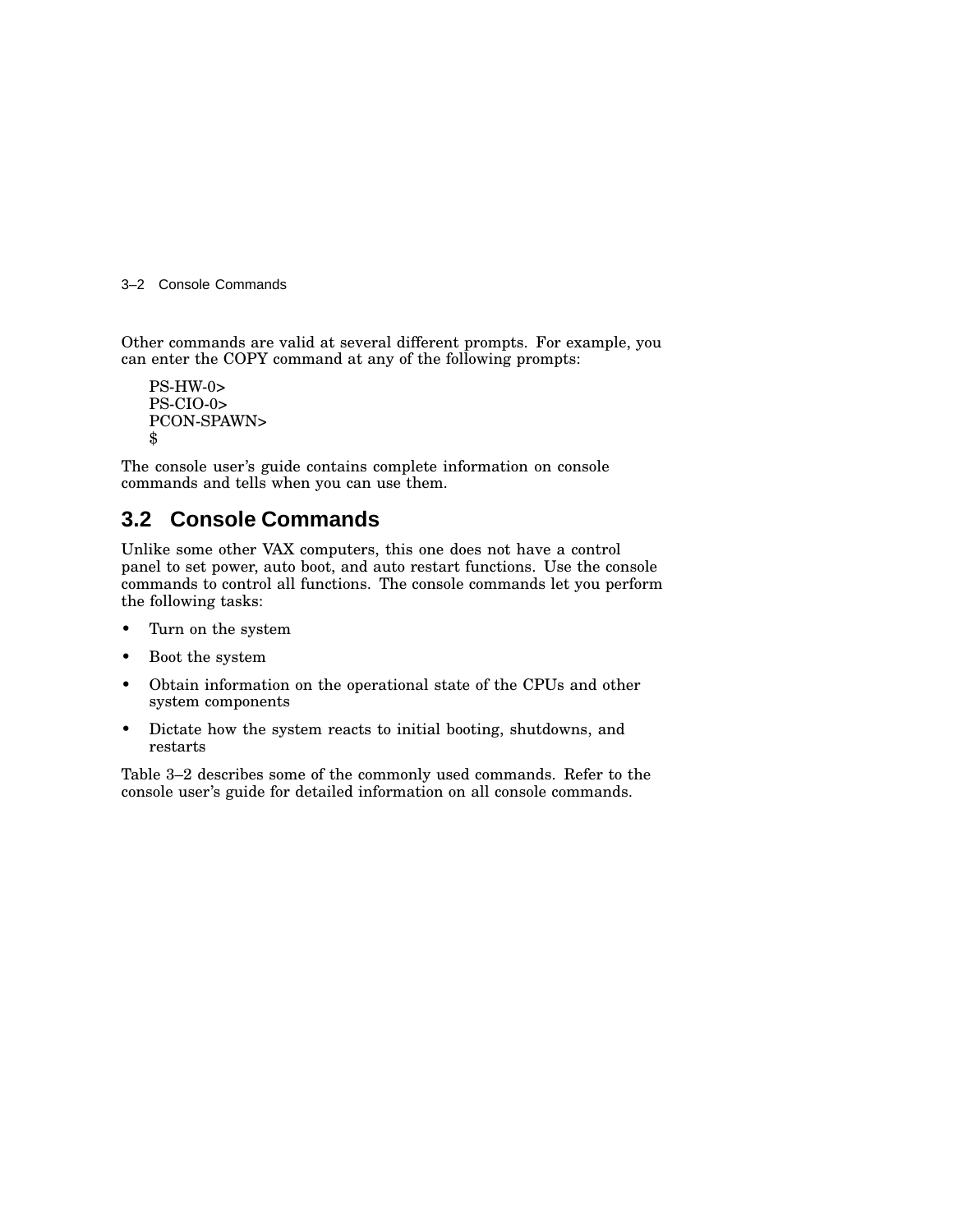Other commands are valid at several different prompts. For example, you can enter the COPY command at any of the following prompts:

```
PS-HW-0>
PS-CIO-0>
PCON-SPAWN>
$
```

The console user's guide contains complete information on console commands and tells when you can use them.

## 3.2 Console Commands

Unlike some other VAX computers, this one does not have a control panel to set power, auto boot, and auto restart functions. Use the console commands to control all functions. The console commands let you perform the following tasks:

- Turn on the system
- Boot the system
- Obtain information on the operational state of the CPUs and other system components
- Dictate how the system reacts to initial booting, shutdowns, and restarts

Table 3–2 describes some of the commonly used commands. Refer to the console user's guide for detailed information on all console commands.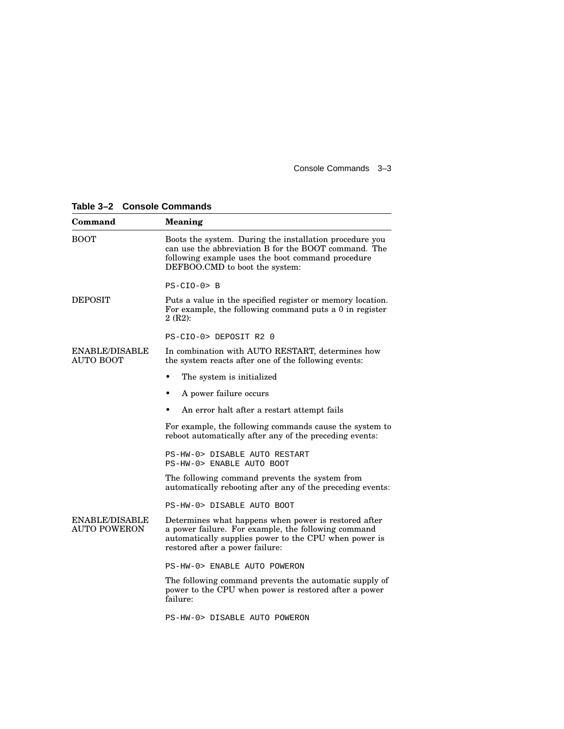**Table 3–2 Console Commands**

| Command | Meaning |
|---|---|
| BOOT | Boots the system. During the installation procedure you can use the abbreviation B for the BOOT command. The following example uses the boot command procedure DEFBOO.CMD to boot the system:<br><br>`PS-CIO-0> B` |
| DEPOSIT | Puts a value in the specified register or memory location. For example, the following command puts a 0 in register 2 (R2):<br><br>`PS-CIO-0> DEPOSIT R2 0` |
| ENABLE/DISABLE AUTO BOOT | In combination with AUTO RESTART, determines how the system reacts after one of the following events:<br><br>• The system is initialized<br>• A power failure occurs<br>• An error halt after a restart attempt fails<br><br>For example, the following commands cause the system to reboot automatically after any of the preceding events:<br><br>`PS-HW-0> DISABLE AUTO RESTART`<br>`PS-HW-0> ENABLE AUTO BOOT`<br><br>The following command prevents the system from automatically rebooting after any of the preceding events:<br><br>`PS-HW-0> DISABLE AUTO BOOT` |
| ENABLE/DISABLE AUTO POWERON | Determines what happens when power is restored after a power failure. For example, the following command automatically supplies power to the CPU when power is restored after a power failure:<br><br>`PS-HW-0> ENABLE AUTO POWERON`<br><br>The following command prevents the automatic supply of power to the CPU when power is restored after a power failure:<br><br>`PS-HW-0> DISABLE AUTO POWERON` |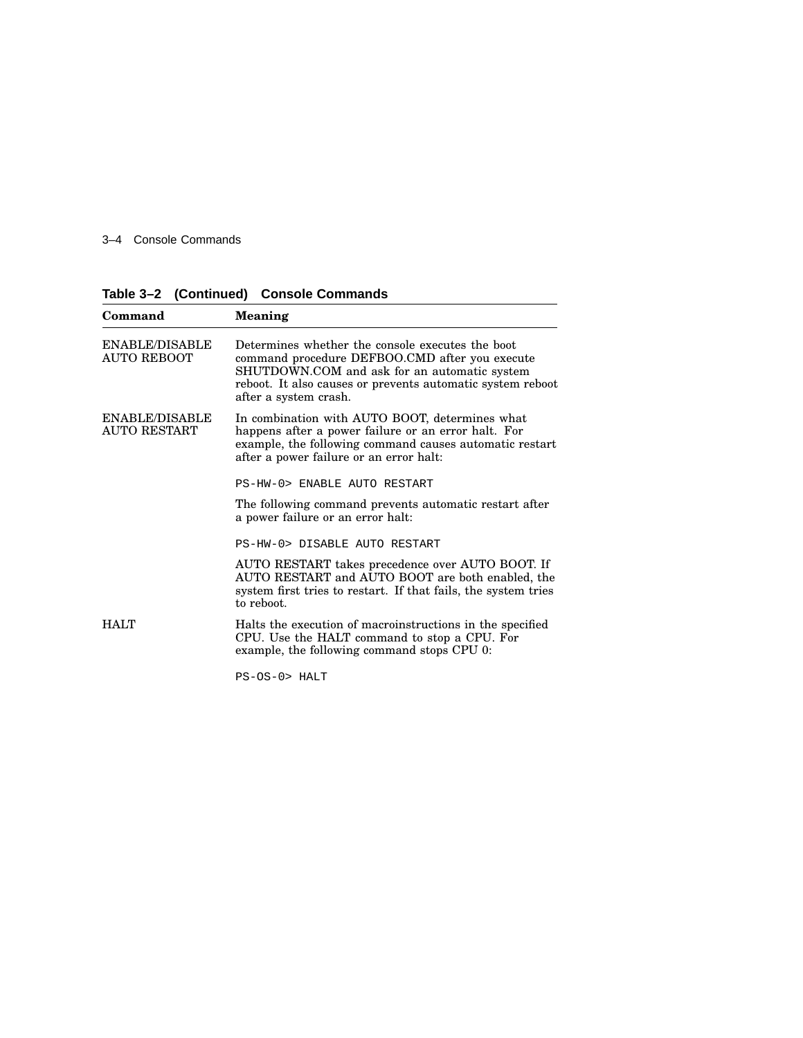**Table 3–2 (Continued) Console Commands**

| Command | Meaning |
|---|---|
| ENABLE/DISABLE AUTO REBOOT | Determines whether the console executes the boot command procedure DEFBOO.CMD after you execute SHUTDOWN.COM and ask for an automatic system reboot. It also causes or prevents automatic system reboot after a system crash. |
| ENABLE/DISABLE AUTO RESTART | In combination with AUTO BOOT, determines what happens after a power failure or an error halt. For example, the following command causes automatic restart after a power failure or an error halt:<br><br>`PS-HW-0> ENABLE AUTO RESTART`<br><br>The following command prevents automatic restart after a power failure or an error halt:<br><br>`PS-HW-0> DISABLE AUTO RESTART`<br><br>AUTO RESTART takes precedence over AUTO BOOT. If AUTO RESTART and AUTO BOOT are both enabled, the system first tries to restart. If that fails, the system tries to reboot. |
| HALT | Halts the execution of macroinstructions in the specified CPU. Use the HALT command to stop a CPU. For example, the following command stops CPU 0:<br><br>`PS-OS-0> HALT` |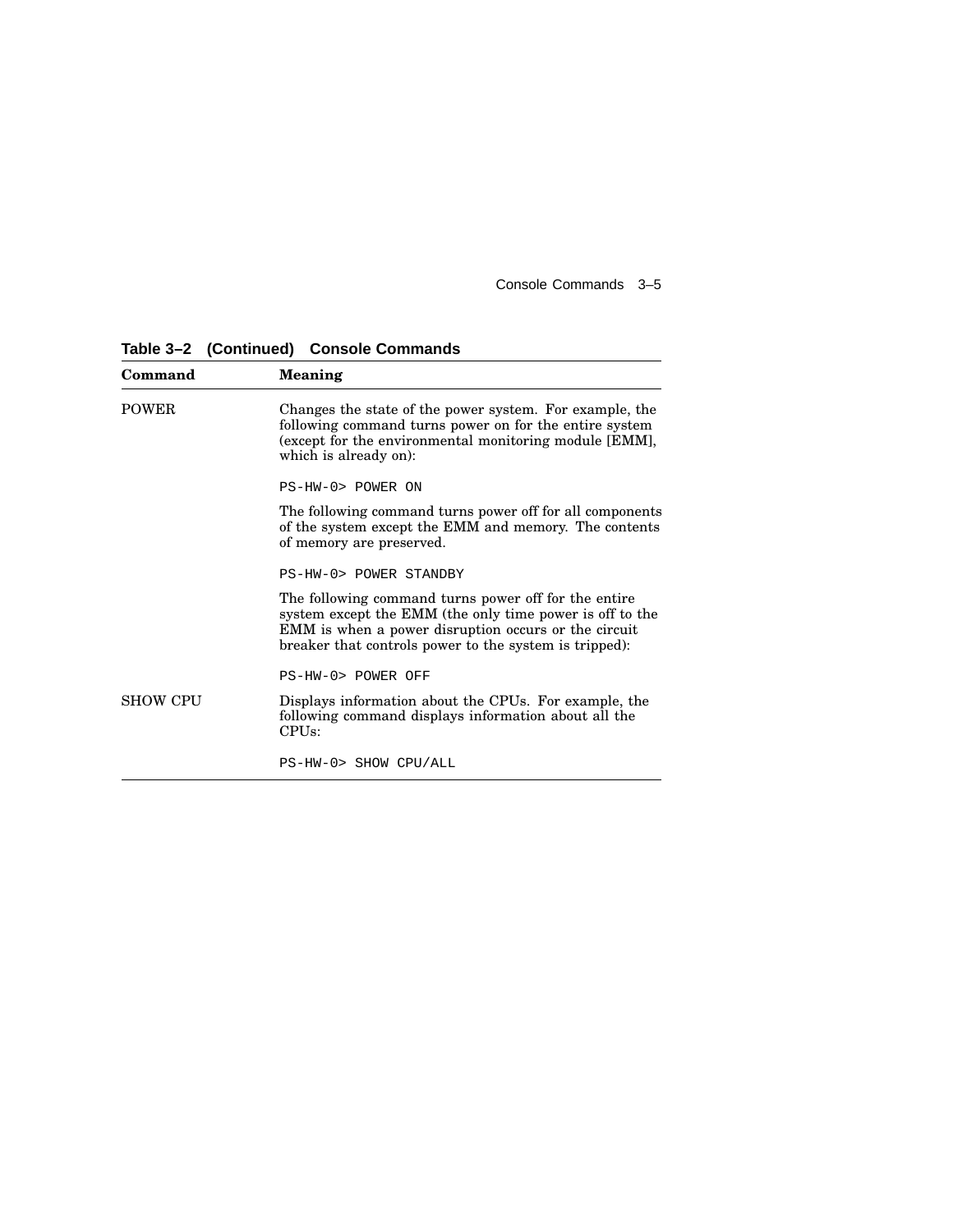**Table 3–2 (Continued) Console Commands**

| Command | Meaning |
| --- | --- |
| POWER | Changes the state of the power system. For example, the following command turns power on for the entire system (except for the environmental monitoring module [EMM], which is already on):<br><br>`PS-HW-0> POWER ON`<br><br>The following command turns power off for all components of the system except the EMM and memory. The contents of memory are preserved.<br><br>`PS-HW-0> POWER STANDBY`<br><br>The following command turns power off for the entire system except the EMM (the only time power is off to the EMM is when a power disruption occurs or the circuit breaker that controls power to the system is tripped):<br><br>`PS-HW-0> POWER OFF` |
| SHOW CPU | Displays information about the CPUs. For example, the following command displays information about all the CPUs:<br><br>`PS-HW-0> SHOW CPU/ALL` |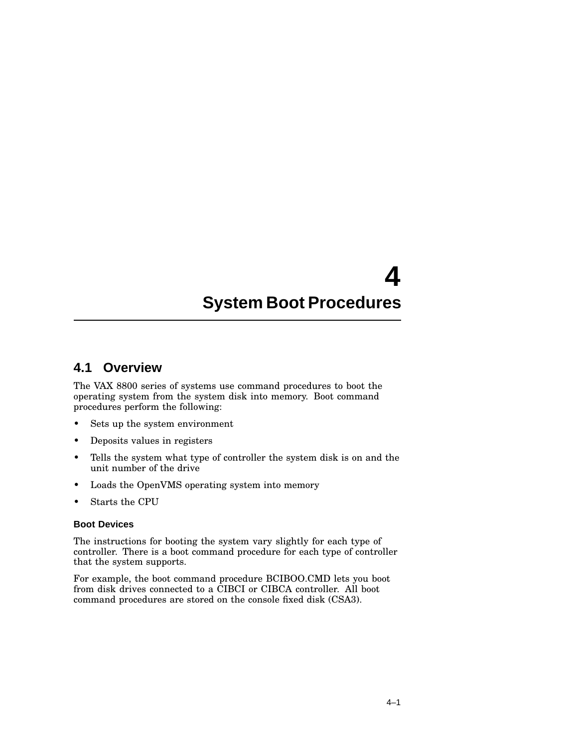# 4 System Boot Procedures

## 4.1 Overview

The VAX 8800 series of systems use command procedures to boot the operating system from the system disk into memory. Boot command procedures perform the following:

- Sets up the system environment
- Deposits values in registers
- Tells the system what type of controller the system disk is on and the unit number of the drive
- Loads the OpenVMS operating system into memory
- Starts the CPU

### Boot Devices

The instructions for booting the system vary slightly for each type of controller. There is a boot command procedure for each type of controller that the system supports.

For example, the boot command procedure BCIBOO.CMD lets you boot from disk drives connected to a CIBCI or CIBCA controller. All boot command procedures are stored on the console fixed disk (CSA3).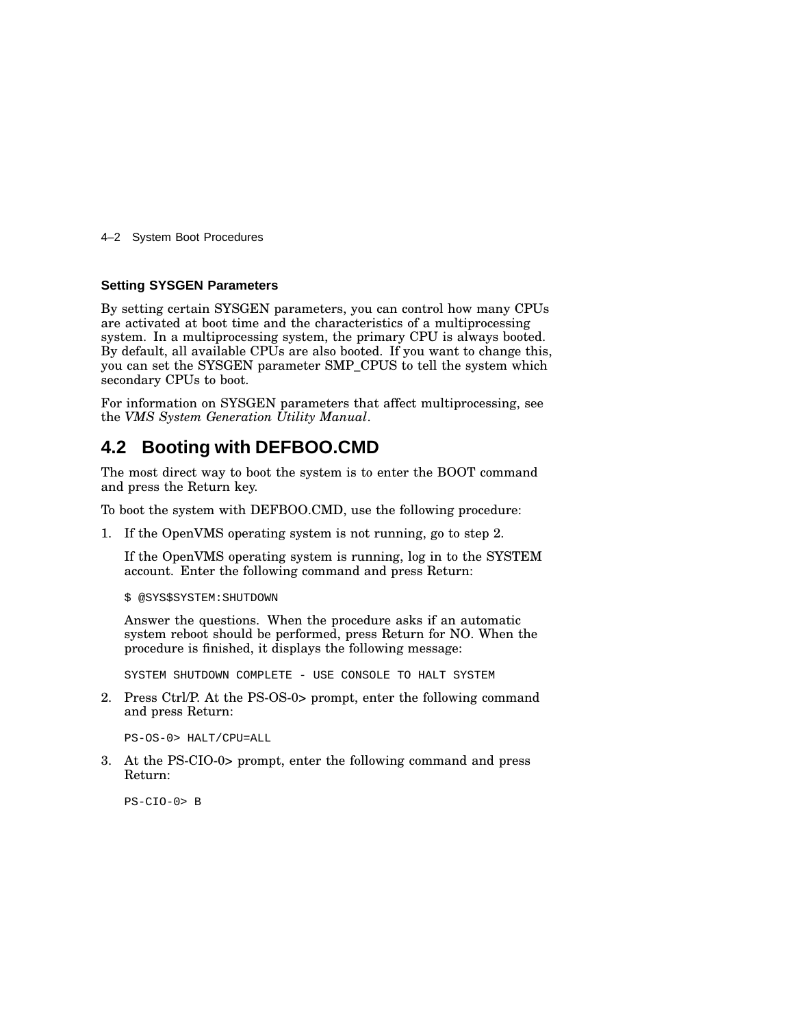### Setting SYSGEN Parameters

By setting certain SYSGEN parameters, you can control how many CPUs are activated at boot time and the characteristics of a multiprocessing system. In a multiprocessing system, the primary CPU is always booted. By default, all available CPUs are also booted. If you want to change this, you can set the SYSGEN parameter SMP_CPUS to tell the system which secondary CPUs to boot.

For information on SYSGEN parameters that affect multiprocessing, see the *VMS System Generation Utility Manual*.

## 4.2 Booting with DEFBOO.CMD

The most direct way to boot the system is to enter the BOOT command and press the Return key.

To boot the system with DEFBOO.CMD, use the following procedure:

1. If the OpenVMS operating system is not running, go to step 2.

   If the OpenVMS operating system is running, log in to the SYSTEM account. Enter the following command and press Return:

   ```
   $ @SYS$SYSTEM:SHUTDOWN
   ```

   Answer the questions. When the procedure asks if an automatic system reboot should be performed, press Return for NO. When the procedure is finished, it displays the following message:

   ```
   SYSTEM SHUTDOWN COMPLETE - USE CONSOLE TO HALT SYSTEM
   ```

2. Press Ctrl/P. At the PS-OS-0> prompt, enter the following command and press Return:

   ```
   PS-OS-0> HALT/CPU=ALL
   ```

3. At the PS-CIO-0> prompt, enter the following command and press Return:

   ```
   PS-CIO-0> B
   ```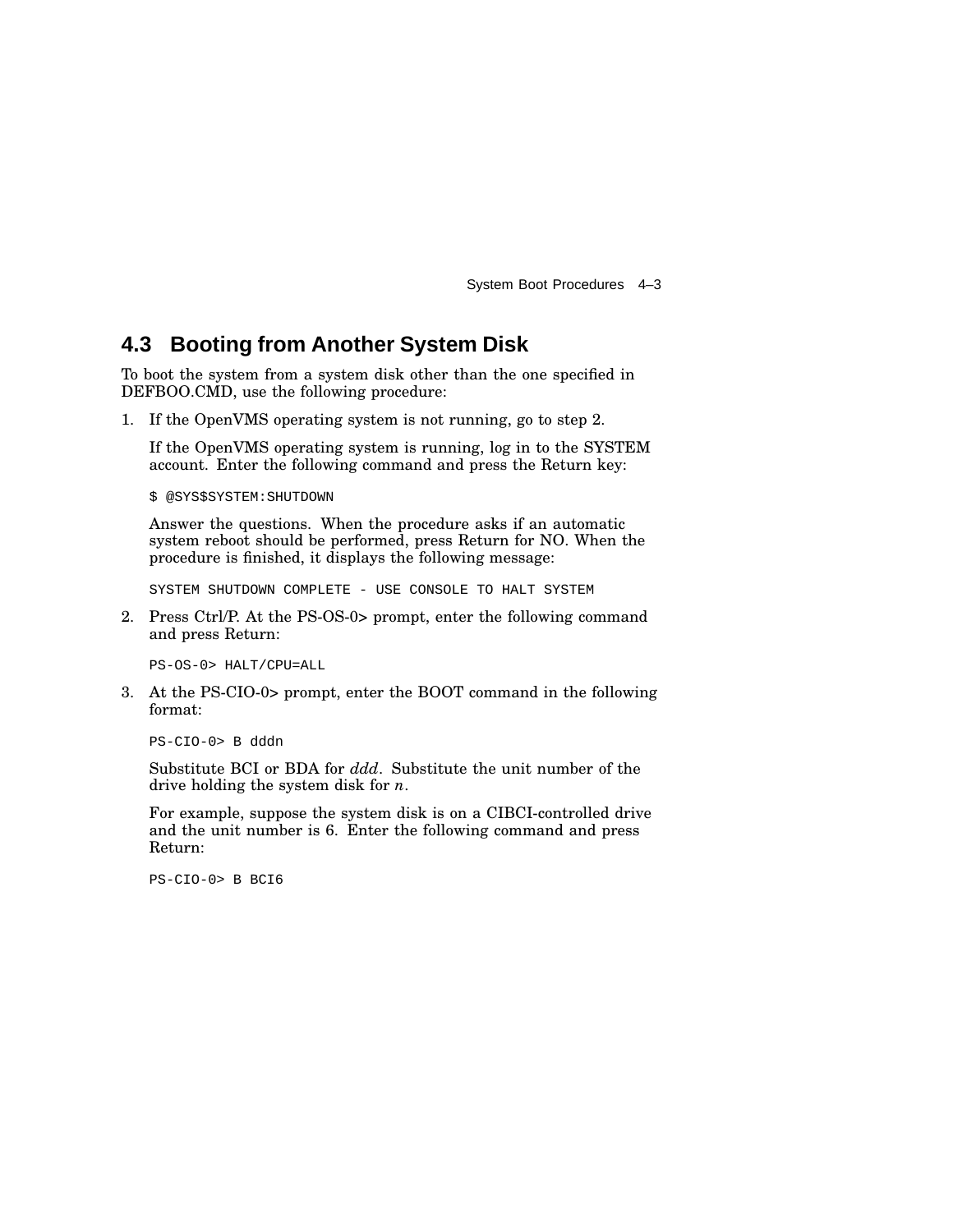## 4.3 Booting from Another System Disk

To boot the system from a system disk other than the one specified in DEFBOO.CMD, use the following procedure:

1. If the OpenVMS operating system is not running, go to step 2.

   If the OpenVMS operating system is running, log in to the SYSTEM account. Enter the following command and press the Return key:

   ```
   $ @SYS$SYSTEM:SHUTDOWN
   ```

   Answer the questions. When the procedure asks if an automatic system reboot should be performed, press Return for NO. When the procedure is finished, it displays the following message:

   ```
   SYSTEM SHUTDOWN COMPLETE - USE CONSOLE TO HALT SYSTEM
   ```

2. Press Ctrl/P. At the PS-OS-0> prompt, enter the following command and press Return:

   ```
   PS-OS-0> HALT/CPU=ALL
   ```

3. At the PS-CIO-0> prompt, enter the BOOT command in the following format:

   ```
   PS-CIO-0> B dddn
   ```

   Substitute BCI or BDA for *ddd*. Substitute the unit number of the drive holding the system disk for *n*.

   For example, suppose the system disk is on a CIBCI-controlled drive and the unit number is 6. Enter the following command and press Return:

   ```
   PS-CIO-0> B BCI6
   ```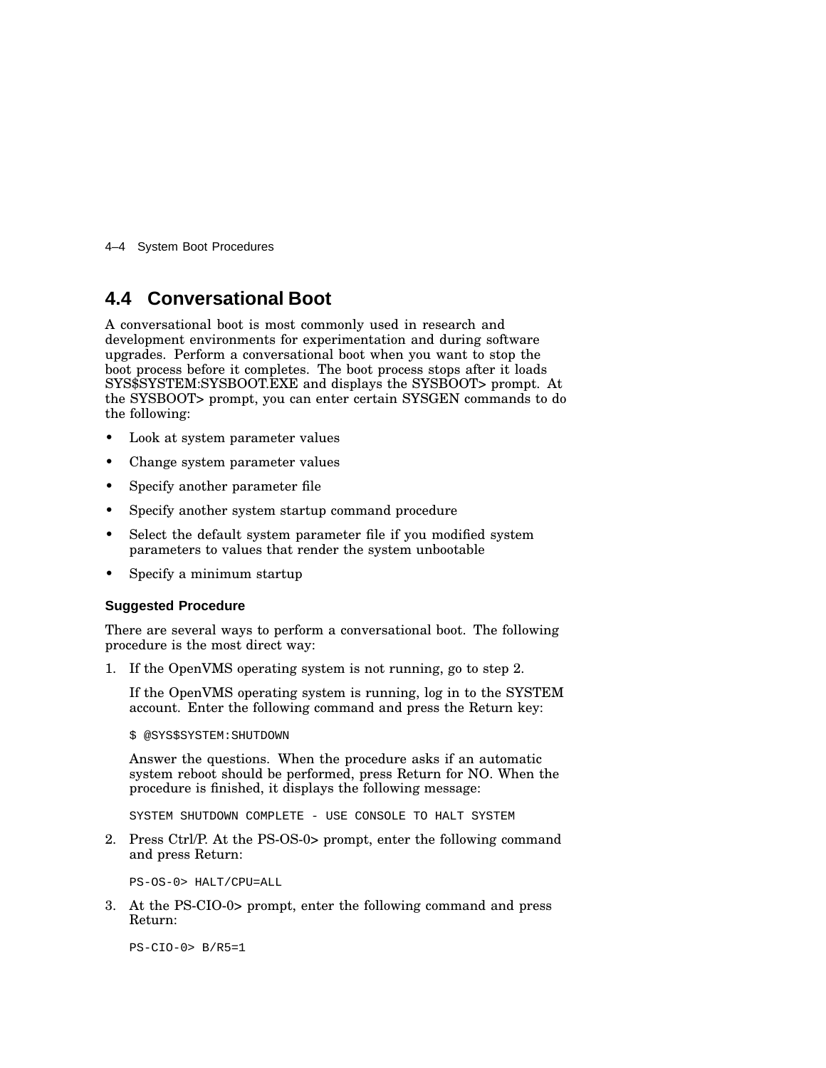## 4.4 Conversational Boot

A conversational boot is most commonly used in research and development environments for experimentation and during software upgrades. Perform a conversational boot when you want to stop the boot process before it completes. The boot process stops after it loads SYS$SYSTEM:SYSBOOT.EXE and displays the SYSBOOT> prompt. At the SYSBOOT> prompt, you can enter certain SYSGEN commands to do the following:

- Look at system parameter values
- Change system parameter values
- Specify another parameter file
- Specify another system startup command procedure
- Select the default system parameter file if you modified system parameters to values that render the system unbootable
- Specify a minimum startup

#### Suggested Procedure

There are several ways to perform a conversational boot. The following procedure is the most direct way:

1. If the OpenVMS operating system is not running, go to step 2.

   If the OpenVMS operating system is running, log in to the SYSTEM account. Enter the following command and press the Return key:

   ```
   $ @SYS$SYSTEM:SHUTDOWN
   ```

   Answer the questions. When the procedure asks if an automatic system reboot should be performed, press Return for NO. When the procedure is finished, it displays the following message:

   ```
   SYSTEM SHUTDOWN COMPLETE - USE CONSOLE TO HALT SYSTEM
   ```

2. Press Ctrl/P. At the PS-OS-0> prompt, enter the following command and press Return:

   ```
   PS-OS-0> HALT/CPU=ALL
   ```

3. At the PS-CIO-0> prompt, enter the following command and press Return:

   ```
   PS-CIO-0> B/R5=1
   ```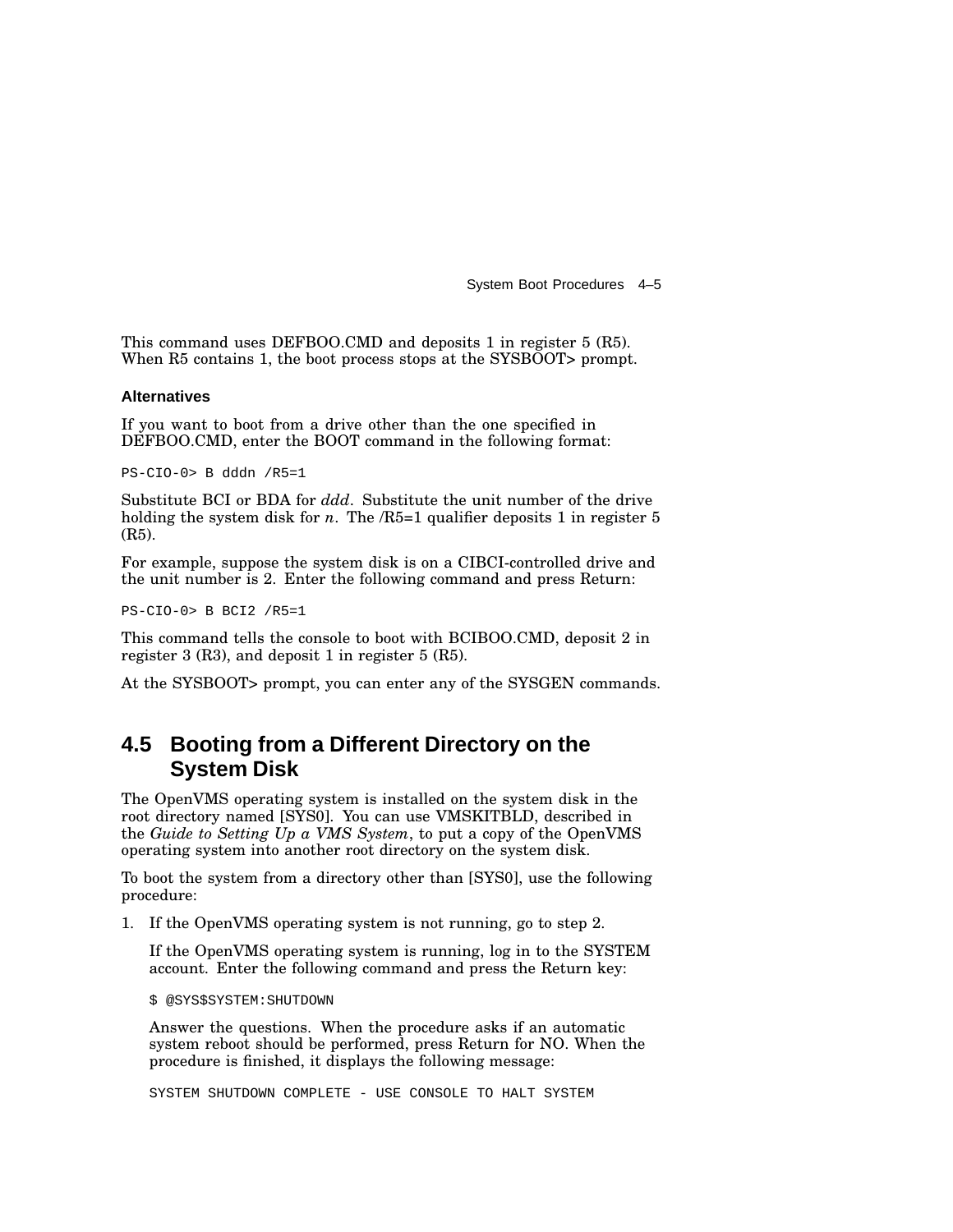This command uses DEFBOO.CMD and deposits 1 in register 5 (R5). When R5 contains 1, the boot process stops at the SYSBOOT> prompt.

**Alternatives**

If you want to boot from a drive other than the one specified in DEFBOO.CMD, enter the BOOT command in the following format:

```
PS-CIO-0> B dddn /R5=1
```

Substitute BCI or BDA for *ddd*. Substitute the unit number of the drive holding the system disk for *n*. The /R5=1 qualifier deposits 1 in register 5 (R5).

For example, suppose the system disk is on a CIBCI-controlled drive and the unit number is 2. Enter the following command and press Return:

```
PS-CIO-0> B BCI2 /R5=1
```

This command tells the console to boot with BCIBOO.CMD, deposit 2 in register 3 (R3), and deposit 1 in register 5 (R5).

At the SYSBOOT> prompt, you can enter any of the SYSGEN commands.

## 4.5 Booting from a Different Directory on the System Disk

The OpenVMS operating system is installed on the system disk in the root directory named [SYS0]. You can use VMSKITBLD, described in the *Guide to Setting Up a VMS System*, to put a copy of the OpenVMS operating system into another root directory on the system disk.

To boot the system from a directory other than [SYS0], use the following procedure:

1. If the OpenVMS operating system is not running, go to step 2.

   If the OpenVMS operating system is running, log in to the SYSTEM account. Enter the following command and press the Return key:

   ```
   $ @SYS$SYSTEM:SHUTDOWN
   ```

   Answer the questions. When the procedure asks if an automatic system reboot should be performed, press Return for NO. When the procedure is finished, it displays the following message:

   ```
   SYSTEM SHUTDOWN COMPLETE - USE CONSOLE TO HALT SYSTEM
   ```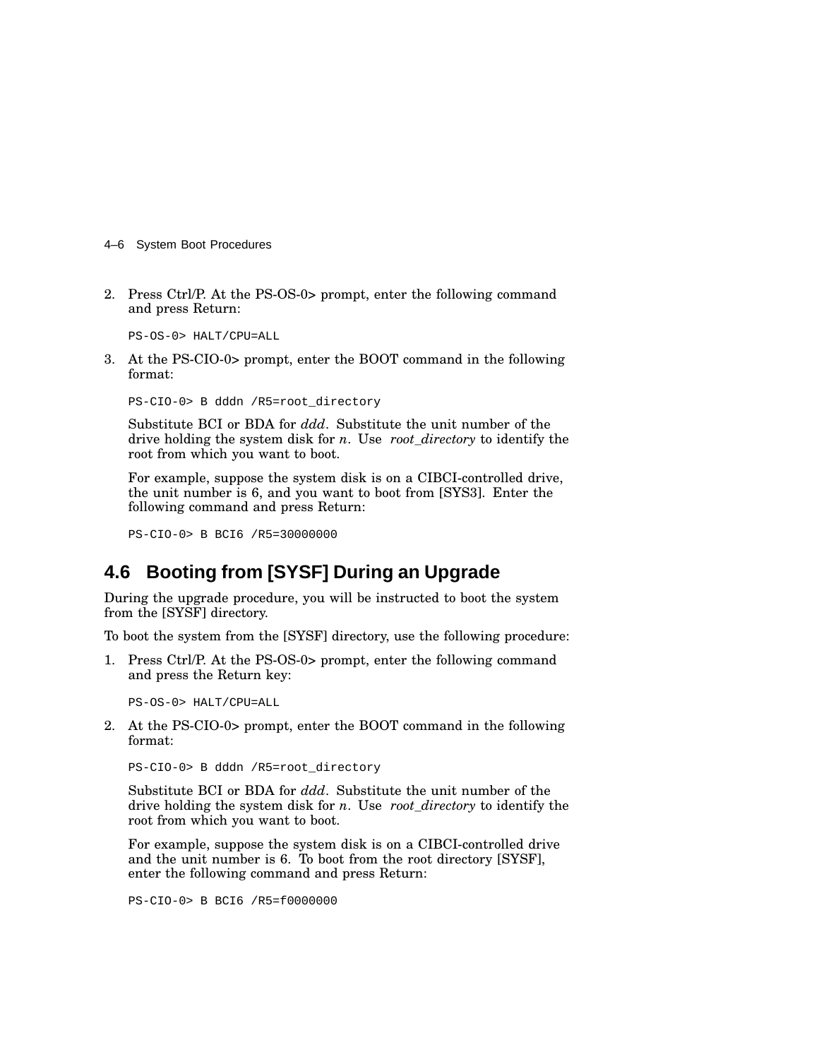2. Press Ctrl/P. At the PS-OS-0> prompt, enter the following command and press Return:

   ```
   PS-OS-0> HALT/CPU=ALL
   ```

3. At the PS-CIO-0> prompt, enter the BOOT command in the following format:

   ```
   PS-CIO-0> B dddn /R5=root_directory
   ```

   Substitute BCI or BDA for *ddd*. Substitute the unit number of the drive holding the system disk for *n*. Use *root_directory* to identify the root from which you want to boot.

   For example, suppose the system disk is on a CIBCI-controlled drive, the unit number is 6, and you want to boot from [SYS3]. Enter the following command and press Return:

   ```
   PS-CIO-0> B BCI6 /R5=30000000
   ```

## 4.6 Booting from [SYSF] During an Upgrade

During the upgrade procedure, you will be instructed to boot the system from the [SYSF] directory.

To boot the system from the [SYSF] directory, use the following procedure:

1. Press Ctrl/P. At the PS-OS-0> prompt, enter the following command and press the Return key:

   ```
   PS-OS-0> HALT/CPU=ALL
   ```

2. At the PS-CIO-0> prompt, enter the BOOT command in the following format:

   ```
   PS-CIO-0> B dddn /R5=root_directory
   ```

   Substitute BCI or BDA for *ddd*. Substitute the unit number of the drive holding the system disk for *n*. Use *root_directory* to identify the root from which you want to boot.

   For example, suppose the system disk is on a CIBCI-controlled drive and the unit number is 6. To boot from the root directory [SYSF], enter the following command and press Return:

   ```
   PS-CIO-0> B BCI6 /R5=f0000000
   ```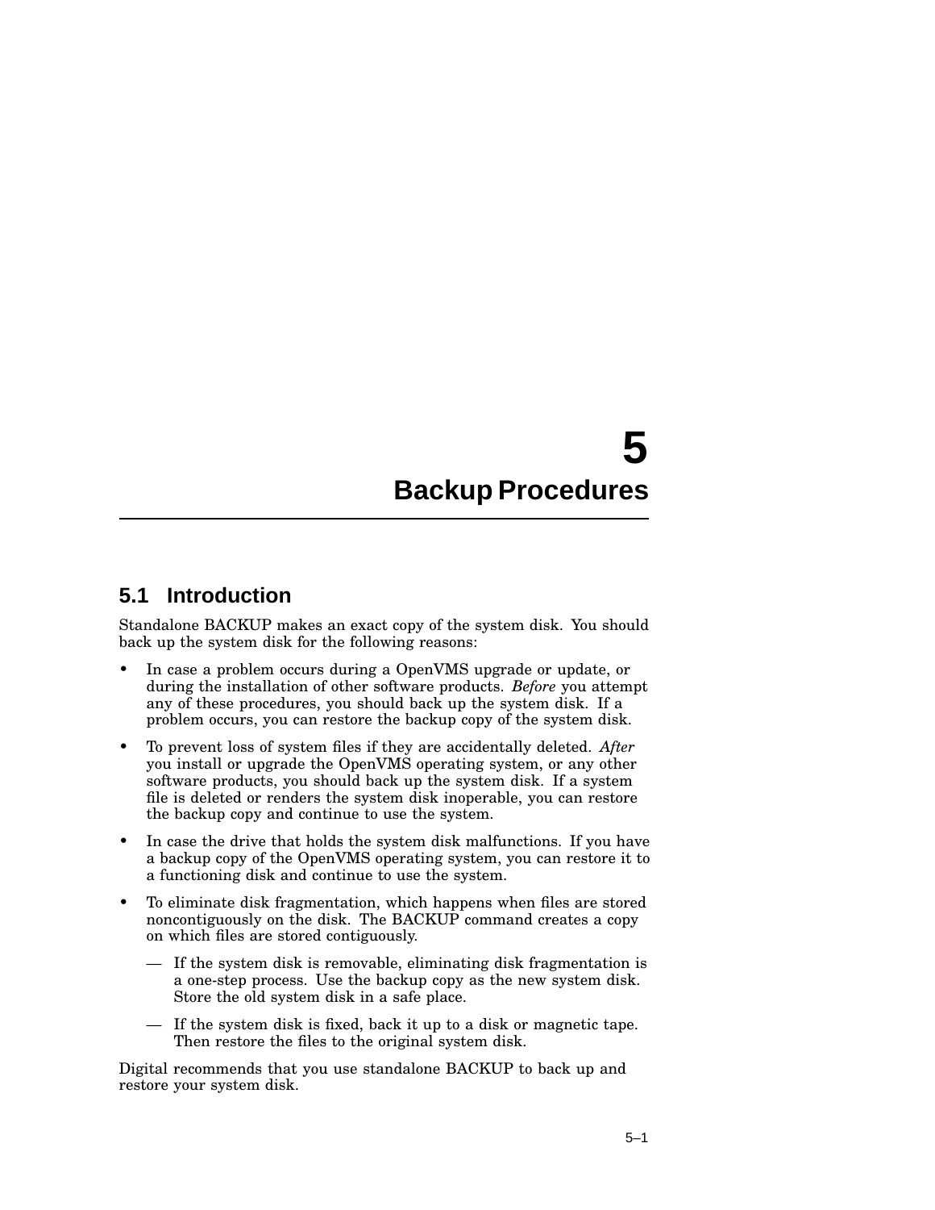# 5 Backup Procedures

## 5.1 Introduction

Standalone BACKUP makes an exact copy of the system disk. You should back up the system disk for the following reasons:

- In case a problem occurs during a OpenVMS upgrade or update, or during the installation of other software products. *Before* you attempt any of these procedures, you should back up the system disk. If a problem occurs, you can restore the backup copy of the system disk.
- To prevent loss of system files if they are accidentally deleted. *After* you install or upgrade the OpenVMS operating system, or any other software products, you should back up the system disk. If a system file is deleted or renders the system disk inoperable, you can restore the backup copy and continue to use the system.
- In case the drive that holds the system disk malfunctions. If you have a backup copy of the OpenVMS operating system, you can restore it to a functioning disk and continue to use the system.
- To eliminate disk fragmentation, which happens when files are stored noncontiguously on the disk. The BACKUP command creates a copy on which files are stored contiguously.
  - If the system disk is removable, eliminating disk fragmentation is a one-step process. Use the backup copy as the new system disk. Store the old system disk in a safe place.
  - If the system disk is fixed, back it up to a disk or magnetic tape. Then restore the files to the original system disk.

Digital recommends that you use standalone BACKUP to back up and restore your system disk.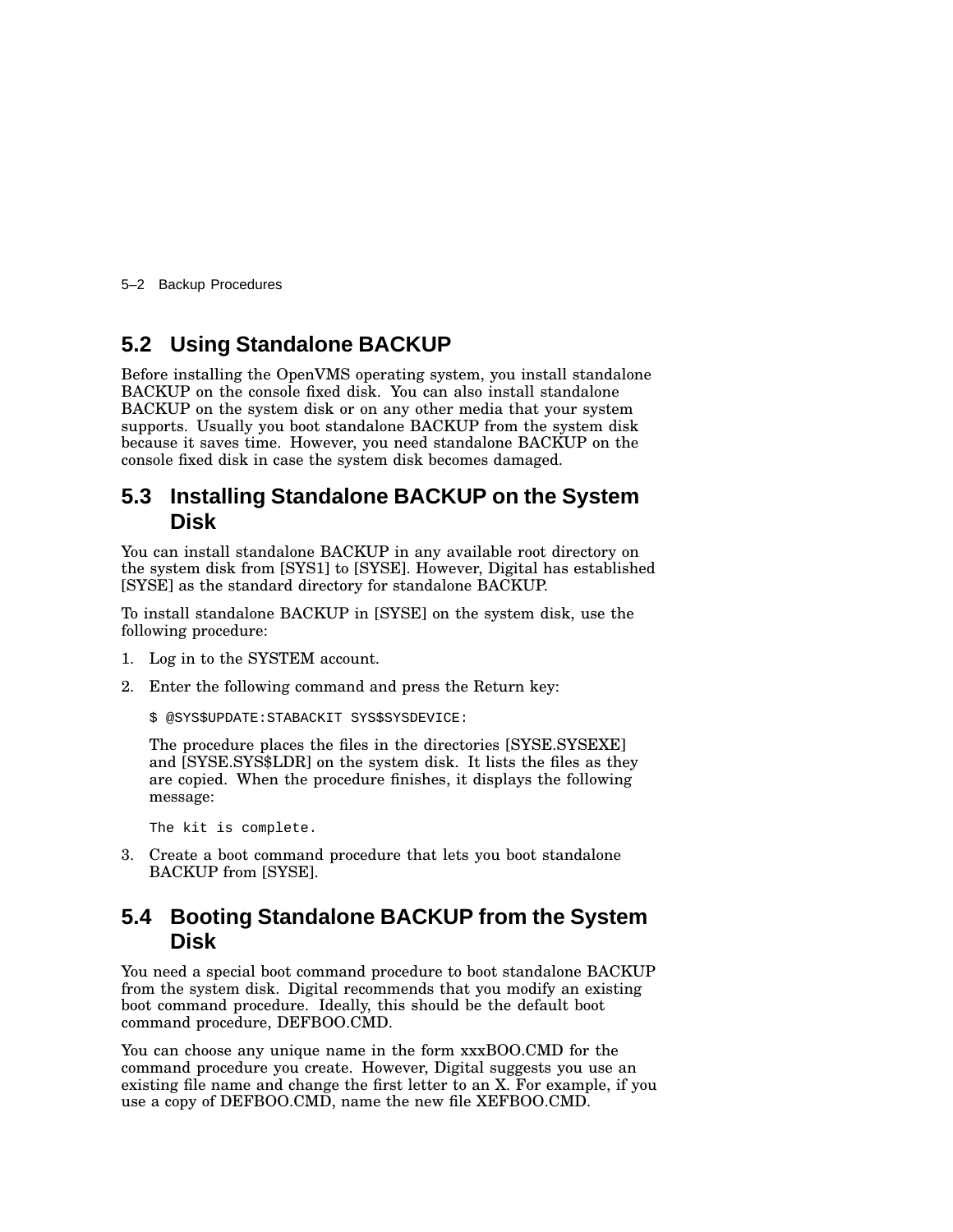## 5.2 Using Standalone BACKUP

Before installing the OpenVMS operating system, you install standalone BACKUP on the console fixed disk. You can also install standalone BACKUP on the system disk or on any other media that your system supports. Usually you boot standalone BACKUP from the system disk because it saves time. However, you need standalone BACKUP on the console fixed disk in case the system disk becomes damaged.

## 5.3 Installing Standalone BACKUP on the System Disk

You can install standalone BACKUP in any available root directory on the system disk from [SYS1] to [SYSE]. However, Digital has established [SYSE] as the standard directory for standalone BACKUP.

To install standalone BACKUP in [SYSE] on the system disk, use the following procedure:

1. Log in to the SYSTEM account.
2. Enter the following command and press the Return key:

   ```
   $ @SYS$UPDATE:STABACKIT SYS$SYSDEVICE:
   ```

   The procedure places the files in the directories [SYSE.SYSEXE] and [SYSE.SYS$LDR] on the system disk. It lists the files as they are copied. When the procedure finishes, it displays the following message:

   ```
   The kit is complete.
   ```

3. Create a boot command procedure that lets you boot standalone BACKUP from [SYSE].

## 5.4 Booting Standalone BACKUP from the System Disk

You need a special boot command procedure to boot standalone BACKUP from the system disk. Digital recommends that you modify an existing boot command procedure. Ideally, this should be the default boot command procedure, DEFBOO.CMD.

You can choose any unique name in the form xxxBOO.CMD for the command procedure you create. However, Digital suggests you use an existing file name and change the first letter to an X. For example, if you use a copy of DEFBOO.CMD, name the new file XEFBOO.CMD.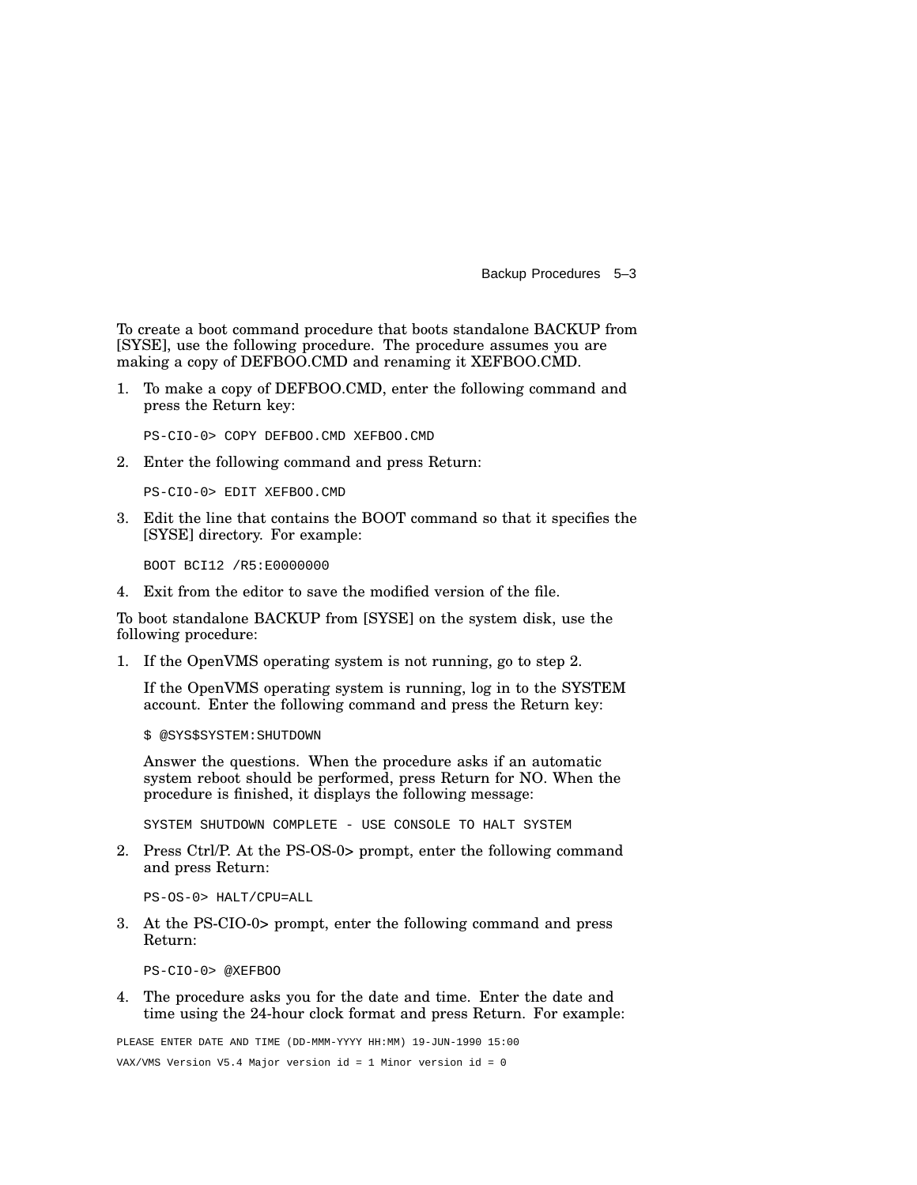To create a boot command procedure that boots standalone BACKUP from [SYSE], use the following procedure. The procedure assumes you are making a copy of DEFBOO.CMD and renaming it XEFBOO.CMD.

1. To make a copy of DEFBOO.CMD, enter the following command and press the Return key:

   ```
   PS-CIO-0> COPY DEFBOO.CMD XEFBOO.CMD
   ```

2. Enter the following command and press Return:

   ```
   PS-CIO-0> EDIT XEFBOO.CMD
   ```

3. Edit the line that contains the BOOT command so that it specifies the [SYSE] directory. For example:

   ```
   BOOT BCI12 /R5:E0000000
   ```

4. Exit from the editor to save the modified version of the file.

To boot standalone BACKUP from [SYSE] on the system disk, use the following procedure:

1. If the OpenVMS operating system is not running, go to step 2.

   If the OpenVMS operating system is running, log in to the SYSTEM account. Enter the following command and press the Return key:

   ```
   $ @SYS$SYSTEM:SHUTDOWN
   ```

   Answer the questions. When the procedure asks if an automatic system reboot should be performed, press Return for NO. When the procedure is finished, it displays the following message:

   ```
   SYSTEM SHUTDOWN COMPLETE - USE CONSOLE TO HALT SYSTEM
   ```

2. Press Ctrl/P. At the PS-OS-0> prompt, enter the following command and press Return:

   ```
   PS-OS-0> HALT/CPU=ALL
   ```

3. At the PS-CIO-0> prompt, enter the following command and press Return:

   ```
   PS-CIO-0> @XEFBOO
   ```

4. The procedure asks you for the date and time. Enter the date and time using the 24-hour clock format and press Return. For example:

```
PLEASE ENTER DATE AND TIME (DD-MMM-YYYY HH:MM) 19-JUN-1990 15:00

VAX/VMS Version V5.4 Major version id = 1 Minor version id = 0
```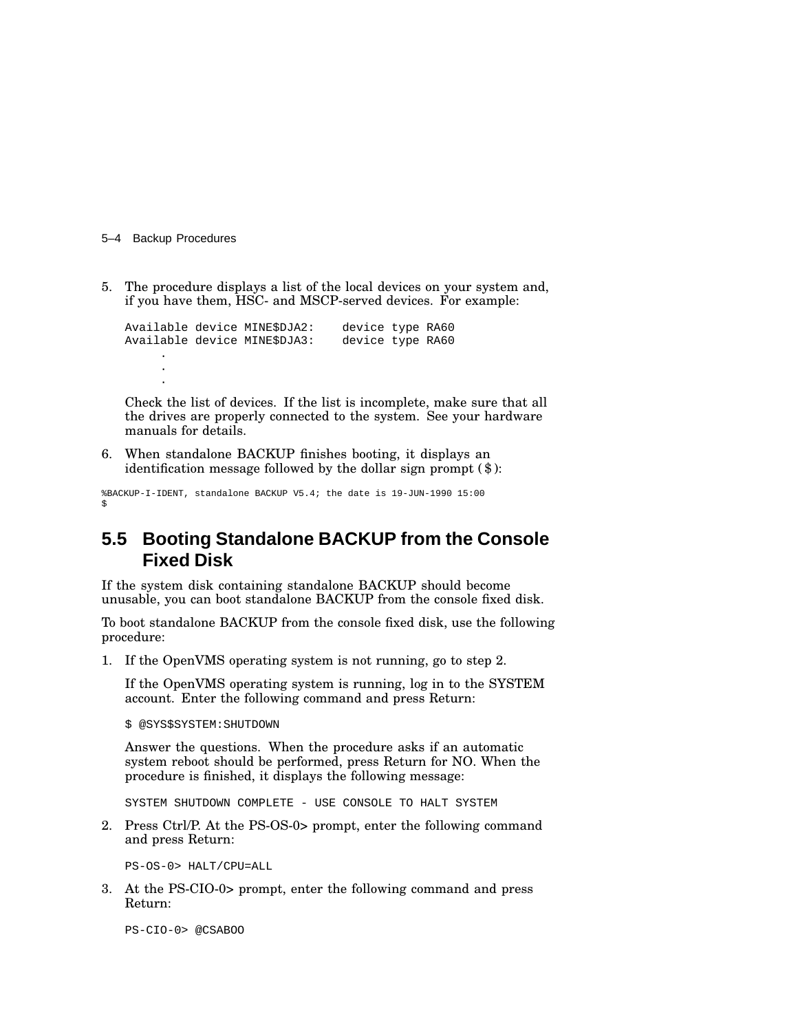5. The procedure displays a list of the local devices on your system and, if you have them, HSC- and MSCP-served devices. For example:

   ```
   Available device MINE$DJA2:    device type RA60
   Available device MINE$DJA3:    device type RA60
        .
        .
        .
   ```

   Check the list of devices. If the list is incomplete, make sure that all the drives are properly connected to the system. See your hardware manuals for details.

6. When standalone BACKUP finishes booting, it displays an identification message followed by the dollar sign prompt ($):

```
%BACKUP-I-IDENT, standalone BACKUP V5.4; the date is 19-JUN-1990 15:00
$
```

## 5.5 Booting Standalone BACKUP from the Console Fixed Disk

If the system disk containing standalone BACKUP should become unusable, you can boot standalone BACKUP from the console fixed disk.

To boot standalone BACKUP from the console fixed disk, use the following procedure:

1. If the OpenVMS operating system is not running, go to step 2.

   If the OpenVMS operating system is running, log in to the SYSTEM account. Enter the following command and press Return:

   ```
   $ @SYS$SYSTEM:SHUTDOWN
   ```

   Answer the questions. When the procedure asks if an automatic system reboot should be performed, press Return for NO. When the procedure is finished, it displays the following message:

   ```
   SYSTEM SHUTDOWN COMPLETE - USE CONSOLE TO HALT SYSTEM
   ```

2. Press Ctrl/P. At the PS-OS-0> prompt, enter the following command and press Return:

   ```
   PS-OS-0> HALT/CPU=ALL
   ```

3. At the PS-CIO-0> prompt, enter the following command and press Return:

   ```
   PS-CIO-0> @CSABOO
   ```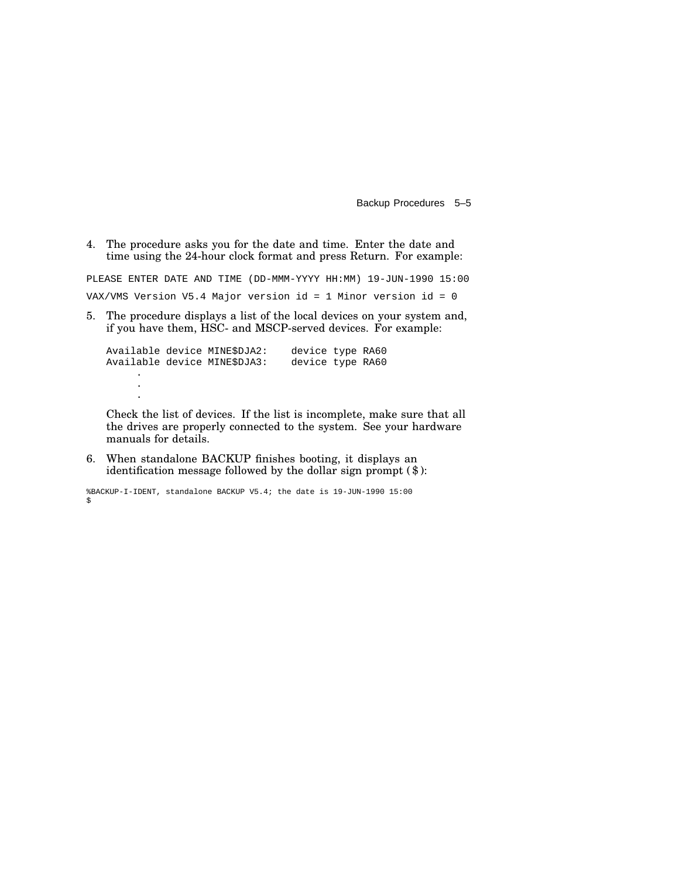4. The procedure asks you for the date and time. Enter the date and time using the 24-hour clock format and press Return. For example:

```
PLEASE ENTER DATE AND TIME (DD-MMM-YYYY HH:MM) 19-JUN-1990 15:00

VAX/VMS Version V5.4 Major version id = 1 Minor version id = 0
```

5. The procedure displays a list of the local devices on your system and, if you have them, HSC- and MSCP-served devices. For example:

   ```
   Available device MINE$DJA2:    device type RA60
   Available device MINE$DJA3:    device type RA60
         .
         .
         .
   ```

   Check the list of devices. If the list is incomplete, make sure that all the drives are properly connected to the system. See your hardware manuals for details.

6. When standalone BACKUP finishes booting, it displays an identification message followed by the dollar sign prompt ($):

```
%BACKUP-I-IDENT, standalone BACKUP V5.4; the date is 19-JUN-1990 15:00
$
```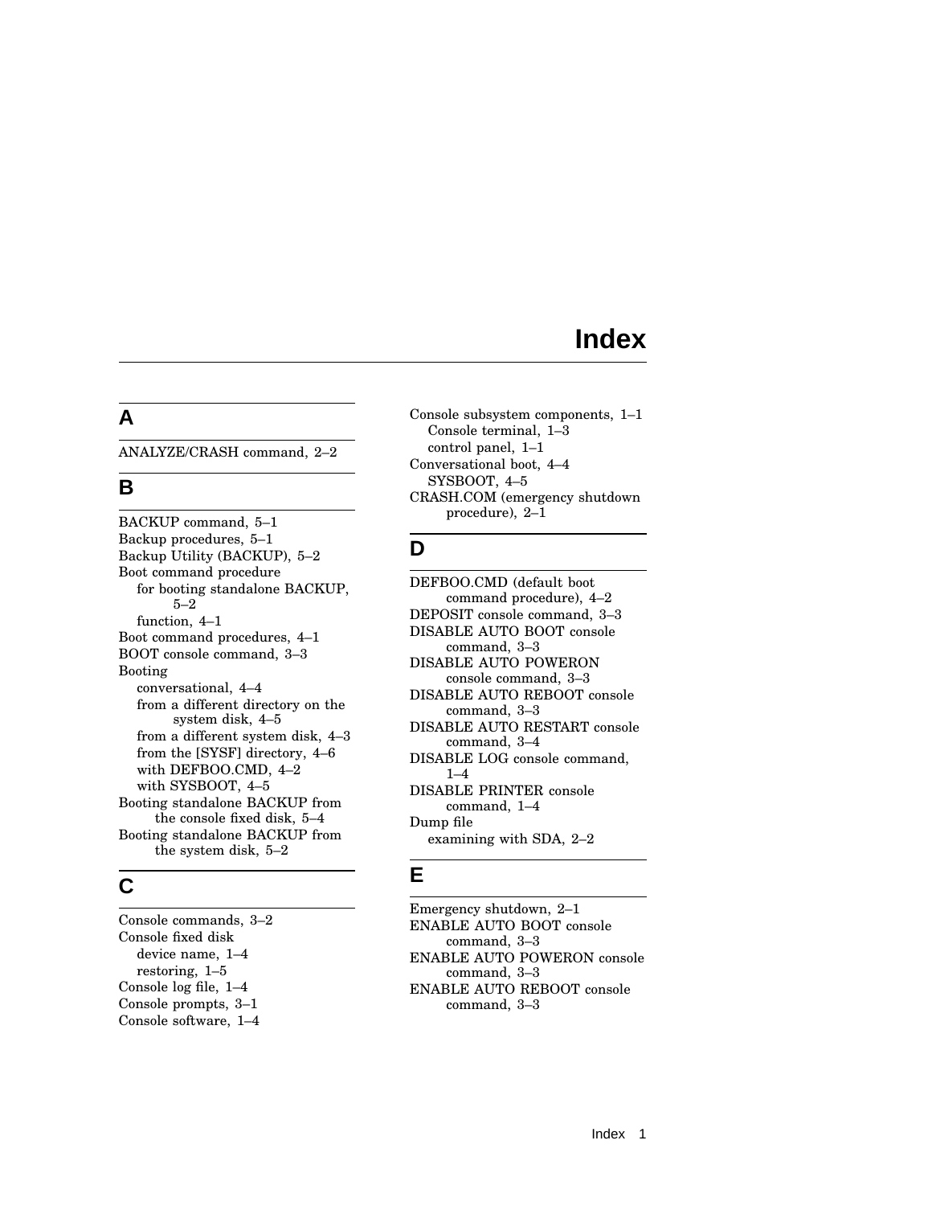# Index

## A

ANALYZE/CRASH command, 2–2

## B

BACKUP command, 5–1
Backup procedures, 5–1
Backup Utility (BACKUP), 5–2
Boot command procedure
  for booting standalone BACKUP, 5–2
  function, 4–1
Boot command procedures, 4–1
BOOT console command, 3–3
Booting
  conversational, 4–4
  from a different directory on the system disk, 4–5
  from a different system disk, 4–3
  from the [SYSF] directory, 4–6
  with DEFBOO.CMD, 4–2
  with SYSBOOT, 4–5
Booting standalone BACKUP from the console fixed disk, 5–4
Booting standalone BACKUP from the system disk, 5–2

## C

Console commands, 3–2
Console fixed disk
  device name, 1–4
  restoring, 1–5
Console log file, 1–4
Console prompts, 3–1
Console software, 1–4
Console subsystem components, 1–1
  Console terminal, 1–3
  control panel, 1–1
Conversational boot, 4–4
  SYSBOOT, 4–5
CRASH.COM (emergency shutdown procedure), 2–1

## D

DEFBOO.CMD (default boot command procedure), 4–2
DEPOSIT console command, 3–3
DISABLE AUTO BOOT console command, 3–3
DISABLE AUTO POWERON console command, 3–3
DISABLE AUTO REBOOT console command, 3–3
DISABLE AUTO RESTART console command, 3–4
DISABLE LOG console command, 1–4
DISABLE PRINTER console command, 1–4
Dump file
  examining with SDA, 2–2

## E

Emergency shutdown, 2–1
ENABLE AUTO BOOT console command, 3–3
ENABLE AUTO POWERON console command, 3–3
ENABLE AUTO REBOOT console command, 3–3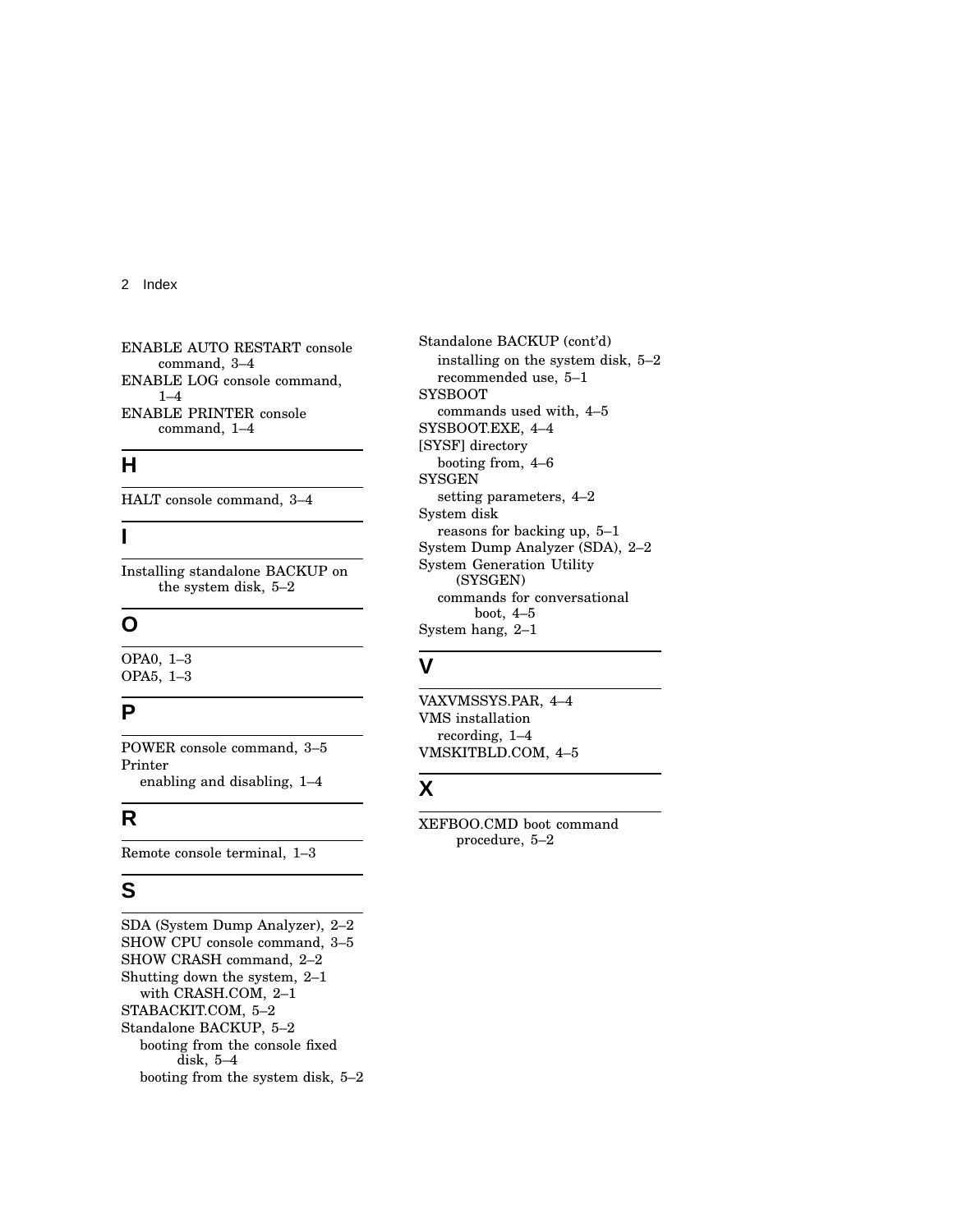ENABLE AUTO RESTART console command, 3–4
ENABLE LOG console command, 1–4
ENABLE PRINTER console command, 1–4

## H

HALT console command, 3–4

## I

Installing standalone BACKUP on the system disk, 5–2

## O

OPA0, 1–3
OPA5, 1–3

## P

POWER console command, 3–5
Printer
  enabling and disabling, 1–4

## R

Remote console terminal, 1–3

## S

SDA (System Dump Analyzer), 2–2
SHOW CPU console command, 3–5
SHOW CRASH command, 2–2
Shutting down the system, 2–1
  with CRASH.COM, 2–1
STABACKIT.COM, 5–2
Standalone BACKUP, 5–2
  booting from the console fixed disk, 5–4
  booting from the system disk, 5–2
Standalone BACKUP (cont'd)
  installing on the system disk, 5–2
  recommended use, 5–1
SYSBOOT
  commands used with, 4–5
SYSBOOT.EXE, 4–4
[SYSF] directory
  booting from, 4–6
SYSGEN
  setting parameters, 4–2
System disk
  reasons for backing up, 5–1
System Dump Analyzer (SDA), 2–2
System Generation Utility (SYSGEN)
  commands for conversational boot, 4–5
System hang, 2–1

## V

VAXVMSSYS.PAR, 4–4
VMS installation
  recording, 1–4
VMSKITBLD.COM, 4–5

## X

XEFBOO.CMD boot command procedure, 5–2